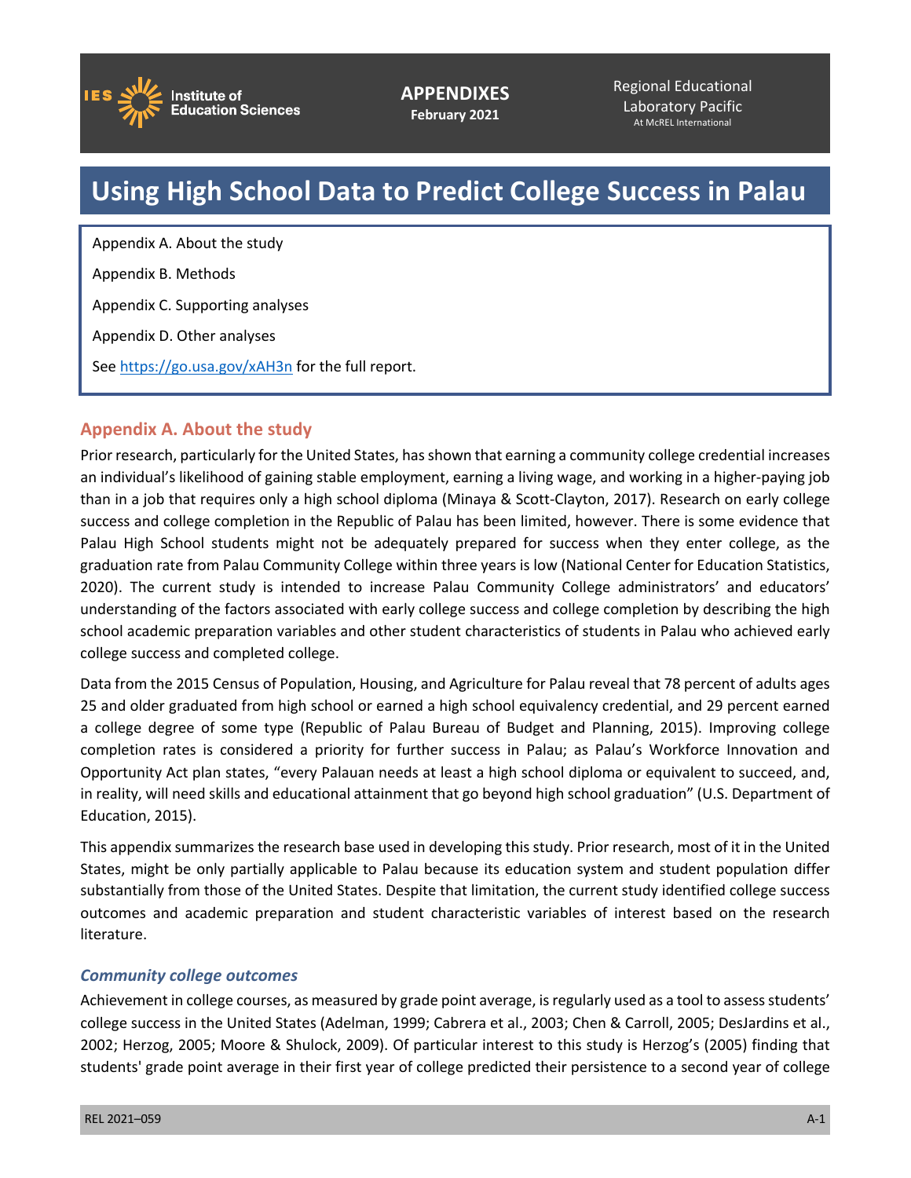**APPENDIXES**
**February 2021**

Regional Educational Laboratory Pacific
At McREL International

# Using High School Data to Predict College Success in Palau

Appendix A. About the study

Appendix B. Methods

Appendix C. Supporting analyses

Appendix D. Other analyses

See https://go.usa.gov/xAH3n for the full report.

## Appendix A. About the study

Prior research, particularly for the United States, has shown that earning a community college credential increases an individual's likelihood of gaining stable employment, earning a living wage, and working in a higher-paying job than in a job that requires only a high school diploma (Minaya & Scott-Clayton, 2017). Research on early college success and college completion in the Republic of Palau has been limited, however. There is some evidence that Palau High School students might not be adequately prepared for success when they enter college, as the graduation rate from Palau Community College within three years is low (National Center for Education Statistics, 2020). The current study is intended to increase Palau Community College administrators' and educators' understanding of the factors associated with early college success and college completion by describing the high school academic preparation variables and other student characteristics of students in Palau who achieved early college success and completed college.

Data from the 2015 Census of Population, Housing, and Agriculture for Palau reveal that 78 percent of adults ages 25 and older graduated from high school or earned a high school equivalency credential, and 29 percent earned a college degree of some type (Republic of Palau Bureau of Budget and Planning, 2015). Improving college completion rates is considered a priority for further success in Palau; as Palau's Workforce Innovation and Opportunity Act plan states, "every Palauan needs at least a high school diploma or equivalent to succeed, and, in reality, will need skills and educational attainment that go beyond high school graduation" (U.S. Department of Education, 2015).

This appendix summarizes the research base used in developing this study. Prior research, most of it in the United States, might be only partially applicable to Palau because its education system and student population differ substantially from those of the United States. Despite that limitation, the current study identified college success outcomes and academic preparation and student characteristic variables of interest based on the research literature.

### *Community college outcomes*

Achievement in college courses, as measured by grade point average, is regularly used as a tool to assess students' college success in the United States (Adelman, 1999; Cabrera et al., 2003; Chen & Carroll, 2005; DesJardins et al., 2002; Herzog, 2005; Moore & Shulock, 2009). Of particular interest to this study is Herzog's (2005) finding that students' grade point average in their first year of college predicted their persistence to a second year of college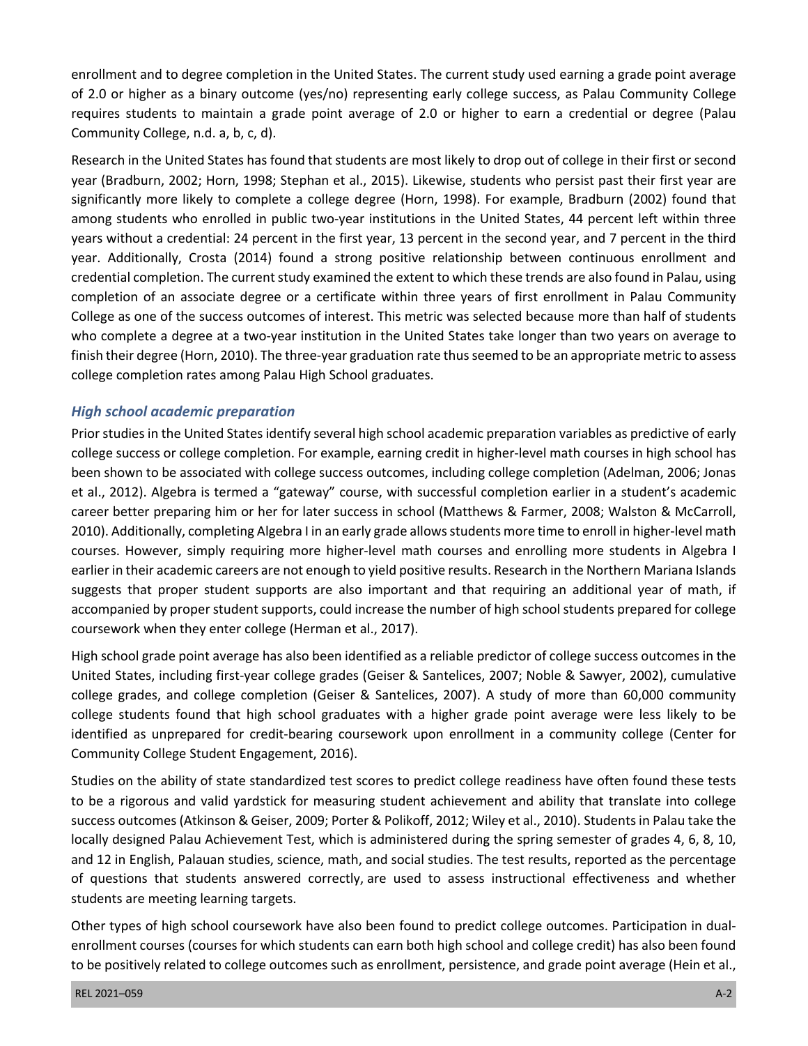enrollment and to degree completion in the United States. The current study used earning a grade point average of 2.0 or higher as a binary outcome (yes/no) representing early college success, as Palau Community College requires students to maintain a grade point average of 2.0 or higher to earn a credential or degree (Palau Community College, n.d. a, b, c, d).

Research in the United States has found that students are most likely to drop out of college in their first or second year (Bradburn, 2002; Horn, 1998; Stephan et al., 2015). Likewise, students who persist past their first year are significantly more likely to complete a college degree (Horn, 1998). For example, Bradburn (2002) found that among students who enrolled in public two-year institutions in the United States, 44 percent left within three years without a credential: 24 percent in the first year, 13 percent in the second year, and 7 percent in the third year. Additionally, Crosta (2014) found a strong positive relationship between continuous enrollment and credential completion. The current study examined the extent to which these trends are also found in Palau, using completion of an associate degree or a certificate within three years of first enrollment in Palau Community College as one of the success outcomes of interest. This metric was selected because more than half of students who complete a degree at a two-year institution in the United States take longer than two years on average to finish their degree (Horn, 2010). The three-year graduation rate thus seemed to be an appropriate metric to assess college completion rates among Palau High School graduates.

### *High school academic preparation*

Prior studies in the United States identify several high school academic preparation variables as predictive of early college success or college completion. For example, earning credit in higher-level math courses in high school has been shown to be associated with college success outcomes, including college completion (Adelman, 2006; Jonas et al., 2012). Algebra is termed a "gateway" course, with successful completion earlier in a student's academic career better preparing him or her for later success in school (Matthews & Farmer, 2008; Walston & McCarroll, 2010). Additionally, completing Algebra I in an early grade allows students more time to enroll in higher-level math courses. However, simply requiring more higher-level math courses and enrolling more students in Algebra I earlier in their academic careers are not enough to yield positive results. Research in the Northern Mariana Islands suggests that proper student supports are also important and that requiring an additional year of math, if accompanied by proper student supports, could increase the number of high school students prepared for college coursework when they enter college (Herman et al., 2017).

High school grade point average has also been identified as a reliable predictor of college success outcomes in the United States, including first-year college grades (Geiser & Santelices, 2007; Noble & Sawyer, 2002), cumulative college grades, and college completion (Geiser & Santelices, 2007). A study of more than 60,000 community college students found that high school graduates with a higher grade point average were less likely to be identified as unprepared for credit-bearing coursework upon enrollment in a community college (Center for Community College Student Engagement, 2016).

Studies on the ability of state standardized test scores to predict college readiness have often found these tests to be a rigorous and valid yardstick for measuring student achievement and ability that translate into college success outcomes (Atkinson & Geiser, 2009; Porter & Polikoff, 2012; Wiley et al., 2010). Students in Palau take the locally designed Palau Achievement Test, which is administered during the spring semester of grades 4, 6, 8, 10, and 12 in English, Palauan studies, science, math, and social studies. The test results, reported as the percentage of questions that students answered correctly, are used to assess instructional effectiveness and whether students are meeting learning targets.

Other types of high school coursework have also been found to predict college outcomes. Participation in dual-enrollment courses (courses for which students can earn both high school and college credit) has also been found to be positively related to college outcomes such as enrollment, persistence, and grade point average (Hein et al.,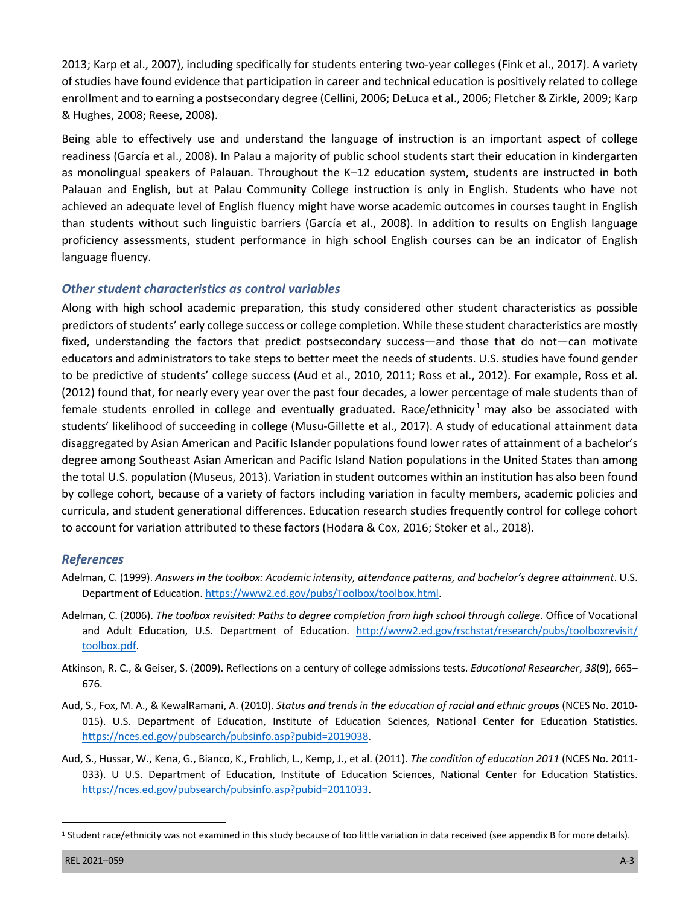2013; Karp et al., 2007), including specifically for students entering two-year colleges (Fink et al., 2017). A variety of studies have found evidence that participation in career and technical education is positively related to college enrollment and to earning a postsecondary degree (Cellini, 2006; DeLuca et al., 2006; Fletcher & Zirkle, 2009; Karp & Hughes, 2008; Reese, 2008).

Being able to effectively use and understand the language of instruction is an important aspect of college readiness (García et al., 2008). In Palau a majority of public school students start their education in kindergarten as monolingual speakers of Palauan. Throughout the K–12 education system, students are instructed in both Palauan and English, but at Palau Community College instruction is only in English. Students who have not achieved an adequate level of English fluency might have worse academic outcomes in courses taught in English than students without such linguistic barriers (García et al., 2008). In addition to results on English language proficiency assessments, student performance in high school English courses can be an indicator of English language fluency.

### *Other student characteristics as control variables*

Along with high school academic preparation, this study considered other student characteristics as possible predictors of students' early college success or college completion. While these student characteristics are mostly fixed, understanding the factors that predict postsecondary success—and those that do not—can motivate educators and administrators to take steps to better meet the needs of students. U.S. studies have found gender to be predictive of students' college success (Aud et al., 2010, 2011; Ross et al., 2012). For example, Ross et al. (2012) found that, for nearly every year over the past four decades, a lower percentage of male students than of female students enrolled in college and eventually graduated. Race/ethnicity[1] may also be associated with students' likelihood of succeeding in college (Musu-Gillette et al., 2017). A study of educational attainment data disaggregated by Asian American and Pacific Islander populations found lower rates of attainment of a bachelor's degree among Southeast Asian American and Pacific Island Nation populations in the United States than among the total U.S. population (Museus, 2013). Variation in student outcomes within an institution has also been found by college cohort, because of a variety of factors including variation in faculty members, academic policies and curricula, and student generational differences. Education research studies frequently control for college cohort to account for variation attributed to these factors (Hodara & Cox, 2016; Stoker et al., 2018).

### *References*

Adelman, C. (1999). *Answers in the toolbox: Academic intensity, attendance patterns, and bachelor's degree attainment*. U.S. Department of Education. https://www2.ed.gov/pubs/Toolbox/toolbox.html.

Adelman, C. (2006). *The toolbox revisited: Paths to degree completion from high school through college*. Office of Vocational and Adult Education, U.S. Department of Education. http://www2.ed.gov/rschstat/research/pubs/toolboxrevisit/toolbox.pdf.

Atkinson, R. C., & Geiser, S. (2009). Reflections on a century of college admissions tests. *Educational Researcher*, *38*(9), 665–676.

Aud, S., Fox, M. A., & KewalRamani, A. (2010). *Status and trends in the education of racial and ethnic groups* (NCES No. 2010-015). U.S. Department of Education, Institute of Education Sciences, National Center for Education Statistics. https://nces.ed.gov/pubsearch/pubsinfo.asp?pubid=2019038.

Aud, S., Hussar, W., Kena, G., Bianco, K., Frohlich, L., Kemp, J., et al. (2011). *The condition of education 2011* (NCES No. 2011-033). U U.S. Department of Education, Institute of Education Sciences, National Center for Education Statistics. https://nces.ed.gov/pubsearch/pubsinfo.asp?pubid=2011033.

[1] Student race/ethnicity was not examined in this study because of too little variation in data received (see appendix B for more details).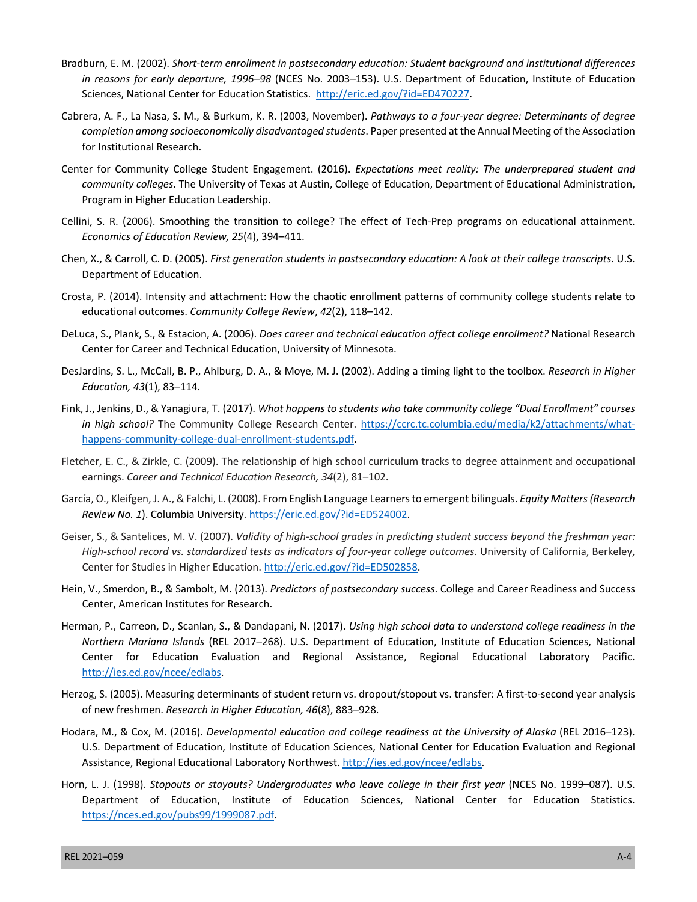Bradburn, E. M. (2002). *Short-term enrollment in postsecondary education: Student background and institutional differences in reasons for early departure, 1996–98* (NCES No. 2003–153). U.S. Department of Education, Institute of Education Sciences, National Center for Education Statistics. http://eric.ed.gov/?id=ED470227.

Cabrera, A. F., La Nasa, S. M., & Burkum, K. R. (2003, November). *Pathways to a four-year degree: Determinants of degree completion among socioeconomically disadvantaged students*. Paper presented at the Annual Meeting of the Association for Institutional Research.

Center for Community College Student Engagement. (2016). *Expectations meet reality: The underprepared student and community colleges*. The University of Texas at Austin, College of Education, Department of Educational Administration, Program in Higher Education Leadership.

Cellini, S. R. (2006). Smoothing the transition to college? The effect of Tech-Prep programs on educational attainment. *Economics of Education Review, 25*(4), 394–411.

Chen, X., & Carroll, C. D. (2005). *First generation students in postsecondary education: A look at their college transcripts*. U.S. Department of Education.

Crosta, P. (2014). Intensity and attachment: How the chaotic enrollment patterns of community college students relate to educational outcomes. *Community College Review*, *42*(2), 118–142.

DeLuca, S., Plank, S., & Estacion, A. (2006). *Does career and technical education affect college enrollment?* National Research Center for Career and Technical Education, University of Minnesota.

DesJardins, S. L., McCall, B. P., Ahlburg, D. A., & Moye, M. J. (2002). Adding a timing light to the toolbox. *Research in Higher Education, 43*(1), 83–114.

Fink, J., Jenkins, D., & Yanagiura, T. (2017). *What happens to students who take community college "Dual Enrollment" courses in high school?* The Community College Research Center. https://ccrc.tc.columbia.edu/media/k2/attachments/what-happens-community-college-dual-enrollment-students.pdf.

Fletcher, E. C., & Zirkle, C. (2009). The relationship of high school curriculum tracks to degree attainment and occupational earnings. *Career and Technical Education Research, 34*(2), 81–102.

García, O., Kleifgen, J. A., & Falchi, L. (2008). From English Language Learners to emergent bilinguals. *Equity Matters (Research Review No. 1*). Columbia University. https://eric.ed.gov/?id=ED524002.

Geiser, S., & Santelices, M. V. (2007). *Validity of high-school grades in predicting student success beyond the freshman year: High-school record vs. standardized tests as indicators of four-year college outcomes*. University of California, Berkeley, Center for Studies in Higher Education. http://eric.ed.gov/?id=ED502858.

Hein, V., Smerdon, B., & Sambolt, M. (2013). *Predictors of postsecondary success*. College and Career Readiness and Success Center, American Institutes for Research.

Herman, P., Carreon, D., Scanlan, S., & Dandapani, N. (2017). *Using high school data to understand college readiness in the Northern Mariana Islands* (REL 2017–268). U.S. Department of Education, Institute of Education Sciences, National Center for Education Evaluation and Regional Assistance, Regional Educational Laboratory Pacific. http://ies.ed.gov/ncee/edlabs.

Herzog, S. (2005). Measuring determinants of student return vs. dropout/stopout vs. transfer: A first-to-second year analysis of new freshmen. *Research in Higher Education, 46*(8), 883–928.

Hodara, M., & Cox, M. (2016). *Developmental education and college readiness at the University of Alaska* (REL 2016–123). U.S. Department of Education, Institute of Education Sciences, National Center for Education Evaluation and Regional Assistance, Regional Educational Laboratory Northwest. http://ies.ed.gov/ncee/edlabs.

Horn, L. J. (1998). *Stopouts or stayouts? Undergraduates who leave college in their first year* (NCES No. 1999–087). U.S. Department of Education, Institute of Education Sciences, National Center for Education Statistics. https://nces.ed.gov/pubs99/1999087.pdf.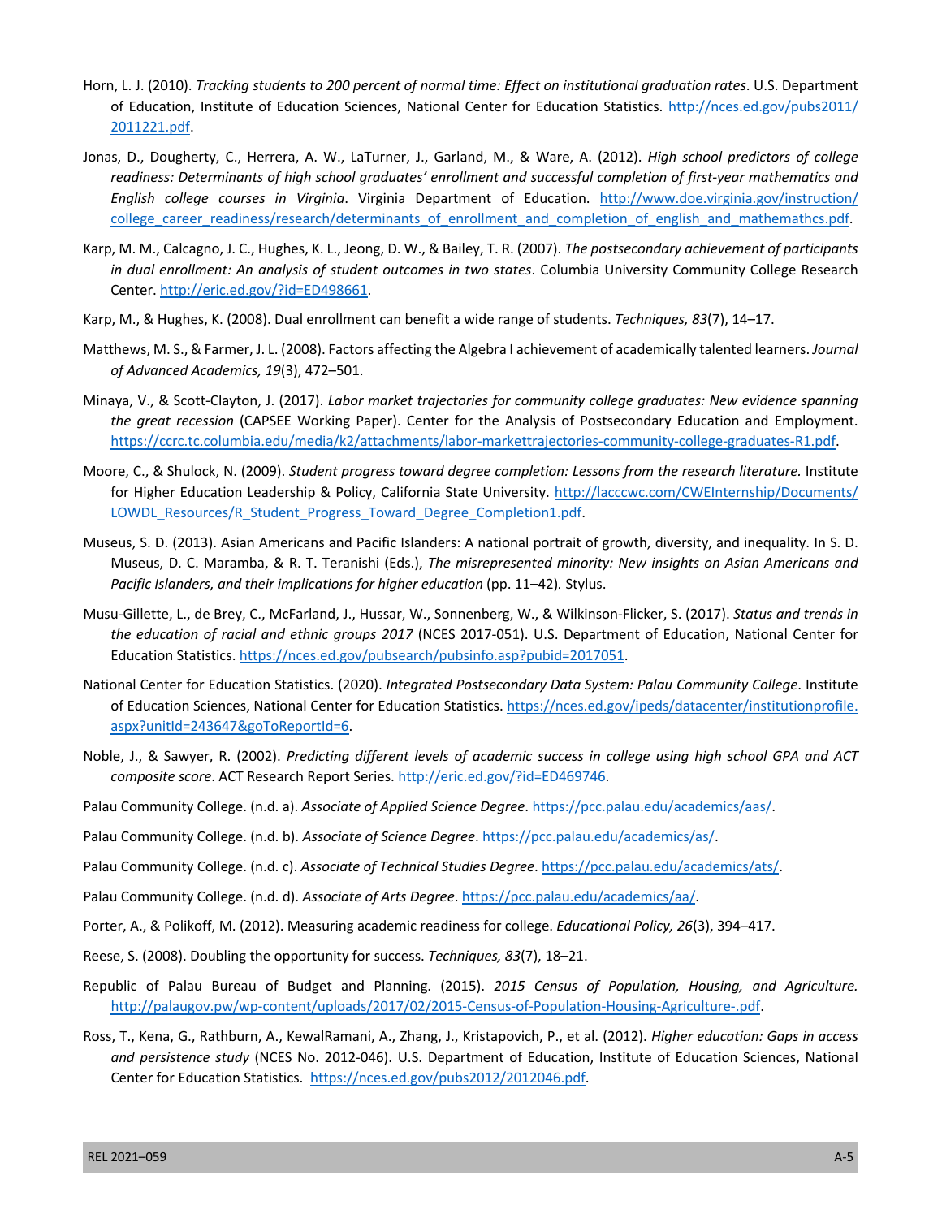Horn, L. J. (2010). *Tracking students to 200 percent of normal time: Effect on institutional graduation rates*. U.S. Department of Education, Institute of Education Sciences, National Center for Education Statistics. http://nces.ed.gov/pubs2011/2011221.pdf.

Jonas, D., Dougherty, C., Herrera, A. W., LaTurner, J., Garland, M., & Ware, A. (2012). *High school predictors of college readiness: Determinants of high school graduates' enrollment and successful completion of first-year mathematics and English college courses in Virginia*. Virginia Department of Education. http://www.doe.virginia.gov/instruction/college_career_readiness/research/determinants_of_enrollment_and_completion_of_english_and_mathemathcs.pdf.

Karp, M. M., Calcagno, J. C., Hughes, K. L., Jeong, D. W., & Bailey, T. R. (2007). *The postsecondary achievement of participants in dual enrollment: An analysis of student outcomes in two states*. Columbia University Community College Research Center. http://eric.ed.gov/?id=ED498661.

Karp, M., & Hughes, K. (2008). Dual enrollment can benefit a wide range of students. *Techniques, 83*(7), 14–17.

Matthews, M. S., & Farmer, J. L. (2008). Factors affecting the Algebra I achievement of academically talented learners. *Journal of Advanced Academics, 19*(3), 472–501.

Minaya, V., & Scott-Clayton, J. (2017). *Labor market trajectories for community college graduates: New evidence spanning the great recession* (CAPSEE Working Paper). Center for the Analysis of Postsecondary Education and Employment. https://ccrc.tc.columbia.edu/media/k2/attachments/labor-markettrajectories-community-college-graduates-R1.pdf.

Moore, C., & Shulock, N. (2009). *Student progress toward degree completion: Lessons from the research literature.* Institute for Higher Education Leadership & Policy, California State University. http://lacccwc.com/CWEInternship/Documents/LOWDL_Resources/R_Student_Progress_Toward_Degree_Completion1.pdf.

Museus, S. D. (2013). Asian Americans and Pacific Islanders: A national portrait of growth, diversity, and inequality. In S. D. Museus, D. C. Maramba, & R. T. Teranishi (Eds.), *The misrepresented minority: New insights on Asian Americans and Pacific Islanders, and their implications for higher education* (pp. 11–42). Stylus.

Musu-Gillette, L., de Brey, C., McFarland, J., Hussar, W., Sonnenberg, W., & Wilkinson-Flicker, S. (2017). *Status and trends in the education of racial and ethnic groups 2017* (NCES 2017-051). U.S. Department of Education, National Center for Education Statistics. https://nces.ed.gov/pubsearch/pubsinfo.asp?pubid=2017051.

National Center for Education Statistics. (2020). *Integrated Postsecondary Data System: Palau Community College*. Institute of Education Sciences, National Center for Education Statistics. https://nces.ed.gov/ipeds/datacenter/institutionprofile.aspx?unitId=243647&goToReportId=6.

Noble, J., & Sawyer, R. (2002). *Predicting different levels of academic success in college using high school GPA and ACT composite score*. ACT Research Report Series. http://eric.ed.gov/?id=ED469746.

Palau Community College. (n.d. a). *Associate of Applied Science Degree*. https://pcc.palau.edu/academics/aas/.

Palau Community College. (n.d. b). *Associate of Science Degree*. https://pcc.palau.edu/academics/as/.

Palau Community College. (n.d. c). *Associate of Technical Studies Degree*. https://pcc.palau.edu/academics/ats/.

Palau Community College. (n.d. d). *Associate of Arts Degree*. https://pcc.palau.edu/academics/aa/.

Porter, A., & Polikoff, M. (2012). Measuring academic readiness for college. *Educational Policy, 26*(3), 394–417.

Reese, S. (2008). Doubling the opportunity for success. *Techniques, 83*(7), 18–21.

Republic of Palau Bureau of Budget and Planning. (2015). *2015 Census of Population, Housing, and Agriculture.* http://palaugov.pw/wp-content/uploads/2017/02/2015-Census-of-Population-Housing-Agriculture-.pdf.

Ross, T., Kena, G., Rathburn, A., KewalRamani, A., Zhang, J., Kristapovich, P., et al. (2012). *Higher education: Gaps in access and persistence study* (NCES No. 2012-046). U.S. Department of Education, Institute of Education Sciences, National Center for Education Statistics. https://nces.ed.gov/pubs2012/2012046.pdf.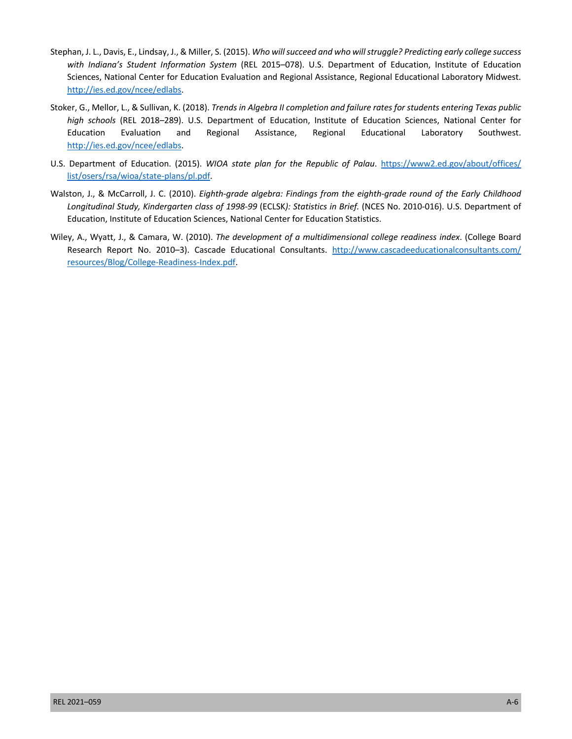Stephan, J. L., Davis, E., Lindsay, J., & Miller, S. (2015). *Who will succeed and who will struggle? Predicting early college success with Indiana's Student Information System* (REL 2015–078). U.S. Department of Education, Institute of Education Sciences, National Center for Education Evaluation and Regional Assistance, Regional Educational Laboratory Midwest. http://ies.ed.gov/ncee/edlabs.

Stoker, G., Mellor, L., & Sullivan, K. (2018). *Trends in Algebra II completion and failure rates for students entering Texas public high schools* (REL 2018–289). U.S. Department of Education, Institute of Education Sciences, National Center for Education Evaluation and Regional Assistance, Regional Educational Laboratory Southwest. http://ies.ed.gov/ncee/edlabs.

U.S. Department of Education. (2015). *WIOA state plan for the Republic of Palau*. https://www2.ed.gov/about/offices/list/osers/rsa/wioa/state-plans/pl.pdf.

Walston, J., & McCarroll, J. C. (2010). *Eighth-grade algebra: Findings from the eighth-grade round of the Early Childhood Longitudinal Study, Kindergarten class of 1998-99* (ECLSK*): Statistics in Brief.* (NCES No. 2010-016). U.S. Department of Education, Institute of Education Sciences, National Center for Education Statistics.

Wiley, A., Wyatt, J., & Camara, W. (2010). *The development of a multidimensional college readiness index*. (College Board Research Report No. 2010–3). Cascade Educational Consultants. http://www.cascadeeducationalconsultants.com/resources/Blog/College-Readiness-Index.pdf.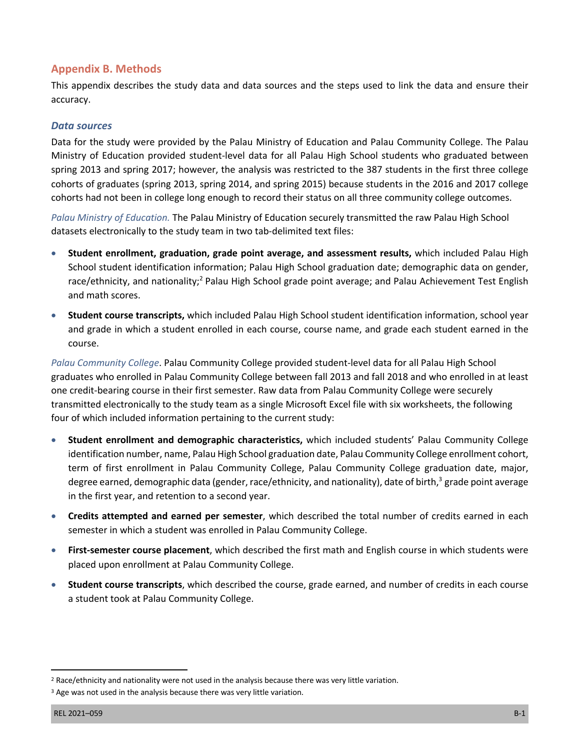## Appendix B. Methods

This appendix describes the study data and data sources and the steps used to link the data and ensure their accuracy.

### *Data sources*

Data for the study were provided by the Palau Ministry of Education and Palau Community College. The Palau Ministry of Education provided student-level data for all Palau High School students who graduated between spring 2013 and spring 2017; however, the analysis was restricted to the 387 students in the first three college cohorts of graduates (spring 2013, spring 2014, and spring 2015) because students in the 2016 and 2017 college cohorts had not been in college long enough to record their status on all three community college outcomes.

*Palau Ministry of Education.* The Palau Ministry of Education securely transmitted the raw Palau High School datasets electronically to the study team in two tab-delimited text files:

- **Student enrollment, graduation, grade point average, and assessment results,** which included Palau High School student identification information; Palau High School graduation date; demographic data on gender, race/ethnicity, and nationality;[2] Palau High School grade point average; and Palau Achievement Test English and math scores.
- **Student course transcripts,** which included Palau High School student identification information, school year and grade in which a student enrolled in each course, course name, and grade each student earned in the course.

*Palau Community College*. Palau Community College provided student-level data for all Palau High School graduates who enrolled in Palau Community College between fall 2013 and fall 2018 and who enrolled in at least one credit-bearing course in their first semester. Raw data from Palau Community College were securely transmitted electronically to the study team as a single Microsoft Excel file with six worksheets, the following four of which included information pertaining to the current study:

- **Student enrollment and demographic characteristics,** which included students' Palau Community College identification number, name, Palau High School graduation date, Palau Community College enrollment cohort, term of first enrollment in Palau Community College, Palau Community College graduation date, major, degree earned, demographic data (gender, race/ethnicity, and nationality), date of birth,[3] grade point average in the first year, and retention to a second year.
- **Credits attempted and earned per semester**, which described the total number of credits earned in each semester in which a student was enrolled in Palau Community College.
- **First-semester course placement**, which described the first math and English course in which students were placed upon enrollment at Palau Community College.
- **Student course transcripts**, which described the course, grade earned, and number of credits in each course a student took at Palau Community College.

---

[2] Race/ethnicity and nationality were not used in the analysis because there was very little variation.

[3] Age was not used in the analysis because there was very little variation.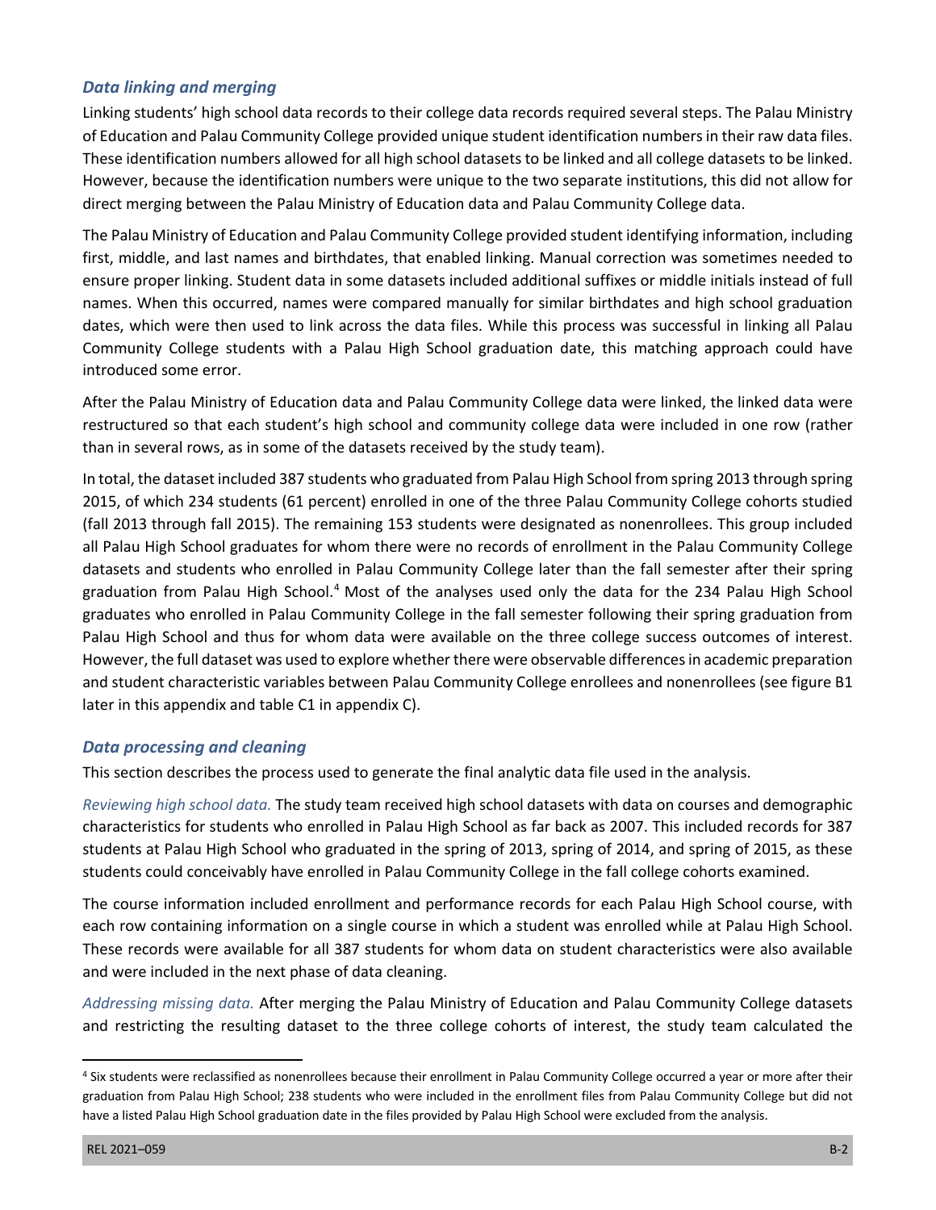### *Data linking and merging*

Linking students' high school data records to their college data records required several steps. The Palau Ministry of Education and Palau Community College provided unique student identification numbers in their raw data files. These identification numbers allowed for all high school datasets to be linked and all college datasets to be linked. However, because the identification numbers were unique to the two separate institutions, this did not allow for direct merging between the Palau Ministry of Education data and Palau Community College data.

The Palau Ministry of Education and Palau Community College provided student identifying information, including first, middle, and last names and birthdates, that enabled linking. Manual correction was sometimes needed to ensure proper linking. Student data in some datasets included additional suffixes or middle initials instead of full names. When this occurred, names were compared manually for similar birthdates and high school graduation dates, which were then used to link across the data files. While this process was successful in linking all Palau Community College students with a Palau High School graduation date, this matching approach could have introduced some error.

After the Palau Ministry of Education data and Palau Community College data were linked, the linked data were restructured so that each student's high school and community college data were included in one row (rather than in several rows, as in some of the datasets received by the study team).

In total, the dataset included 387 students who graduated from Palau High School from spring 2013 through spring 2015, of which 234 students (61 percent) enrolled in one of the three Palau Community College cohorts studied (fall 2013 through fall 2015). The remaining 153 students were designated as nonenrollees. This group included all Palau High School graduates for whom there were no records of enrollment in the Palau Community College datasets and students who enrolled in Palau Community College later than the fall semester after their spring graduation from Palau High School.[4] Most of the analyses used only the data for the 234 Palau High School graduates who enrolled in Palau Community College in the fall semester following their spring graduation from Palau High School and thus for whom data were available on the three college success outcomes of interest. However, the full dataset was used to explore whether there were observable differences in academic preparation and student characteristic variables between Palau Community College enrollees and nonenrollees (see figure B1 later in this appendix and table C1 in appendix C).

### *Data processing and cleaning*

This section describes the process used to generate the final analytic data file used in the analysis.

*Reviewing high school data.* The study team received high school datasets with data on courses and demographic characteristics for students who enrolled in Palau High School as far back as 2007. This included records for 387 students at Palau High School who graduated in the spring of 2013, spring of 2014, and spring of 2015, as these students could conceivably have enrolled in Palau Community College in the fall college cohorts examined.

The course information included enrollment and performance records for each Palau High School course, with each row containing information on a single course in which a student was enrolled while at Palau High School. These records were available for all 387 students for whom data on student characteristics were also available and were included in the next phase of data cleaning.

*Addressing missing data.* After merging the Palau Ministry of Education and Palau Community College datasets and restricting the resulting dataset to the three college cohorts of interest, the study team calculated the

---

[4] Six students were reclassified as nonenrollees because their enrollment in Palau Community College occurred a year or more after their graduation from Palau High School; 238 students who were included in the enrollment files from Palau Community College but did not have a listed Palau High School graduation date in the files provided by Palau High School were excluded from the analysis.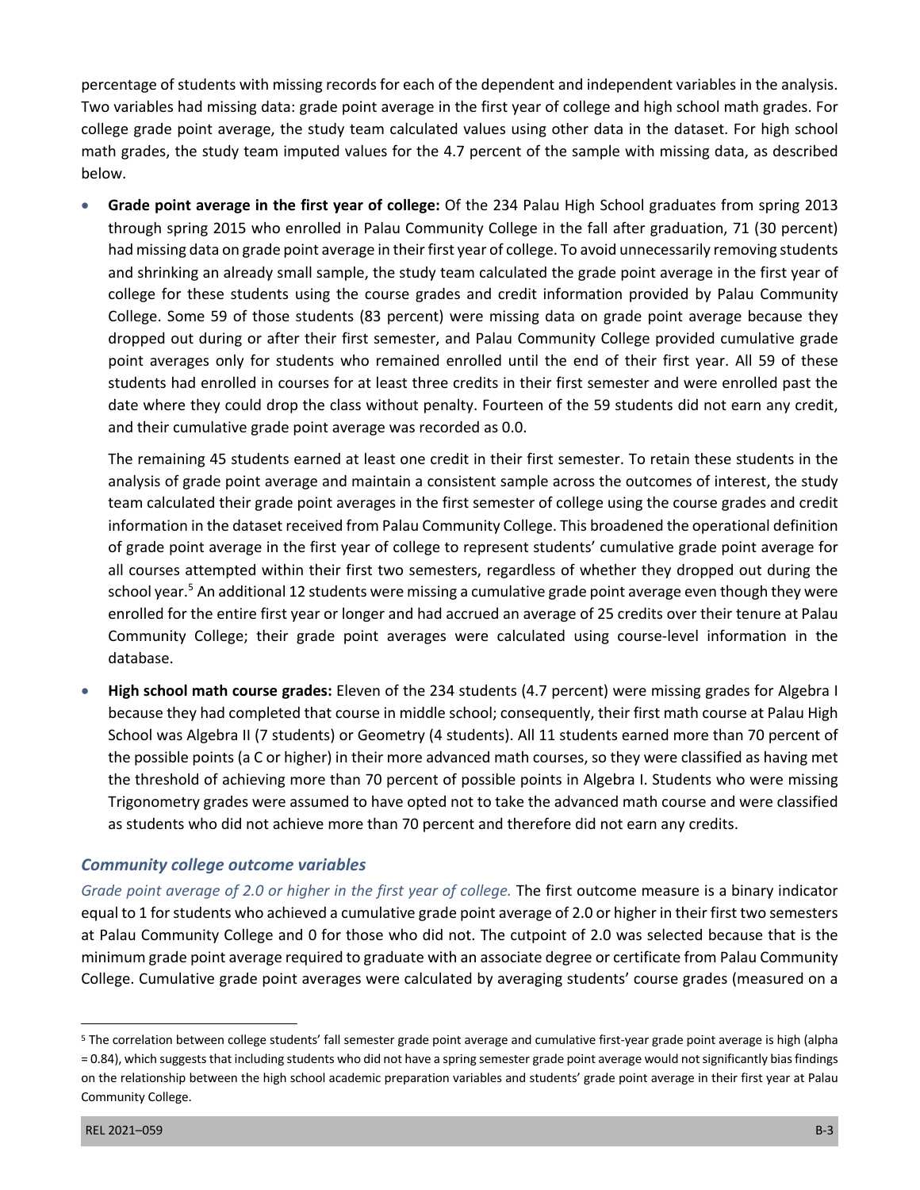percentage of students with missing records for each of the dependent and independent variables in the analysis. Two variables had missing data: grade point average in the first year of college and high school math grades. For college grade point average, the study team calculated values using other data in the dataset. For high school math grades, the study team imputed values for the 4.7 percent of the sample with missing data, as described below.

- **Grade point average in the first year of college:** Of the 234 Palau High School graduates from spring 2013 through spring 2015 who enrolled in Palau Community College in the fall after graduation, 71 (30 percent) had missing data on grade point average in their first year of college. To avoid unnecessarily removing students and shrinking an already small sample, the study team calculated the grade point average in the first year of college for these students using the course grades and credit information provided by Palau Community College. Some 59 of those students (83 percent) were missing data on grade point average because they dropped out during or after their first semester, and Palau Community College provided cumulative grade point averages only for students who remained enrolled until the end of their first year. All 59 of these students had enrolled in courses for at least three credits in their first semester and were enrolled past the date where they could drop the class without penalty. Fourteen of the 59 students did not earn any credit, and their cumulative grade point average was recorded as 0.0.

  The remaining 45 students earned at least one credit in their first semester. To retain these students in the analysis of grade point average and maintain a consistent sample across the outcomes of interest, the study team calculated their grade point averages in the first semester of college using the course grades and credit information in the dataset received from Palau Community College. This broadened the operational definition of grade point average in the first year of college to represent students' cumulative grade point average for all courses attempted within their first two semesters, regardless of whether they dropped out during the school year.[5] An additional 12 students were missing a cumulative grade point average even though they were enrolled for the entire first year or longer and had accrued an average of 25 credits over their tenure at Palau Community College; their grade point averages were calculated using course-level information in the database.

- **High school math course grades:** Eleven of the 234 students (4.7 percent) were missing grades for Algebra I because they had completed that course in middle school; consequently, their first math course at Palau High School was Algebra II (7 students) or Geometry (4 students). All 11 students earned more than 70 percent of the possible points (a C or higher) in their more advanced math courses, so they were classified as having met the threshold of achieving more than 70 percent of possible points in Algebra I. Students who were missing Trigonometry grades were assumed to have opted not to take the advanced math course and were classified as students who did not achieve more than 70 percent and therefore did not earn any credits.

### *Community college outcome variables*

*Grade point average of 2.0 or higher in the first year of college.* The first outcome measure is a binary indicator equal to 1 for students who achieved a cumulative grade point average of 2.0 or higher in their first two semesters at Palau Community College and 0 for those who did not. The cutpoint of 2.0 was selected because that is the minimum grade point average required to graduate with an associate degree or certificate from Palau Community College. Cumulative grade point averages were calculated by averaging students' course grades (measured on a

[5] The correlation between college students' fall semester grade point average and cumulative first-year grade point average is high (alpha = 0.84), which suggests that including students who did not have a spring semester grade point average would not significantly bias findings on the relationship between the high school academic preparation variables and students' grade point average in their first year at Palau Community College.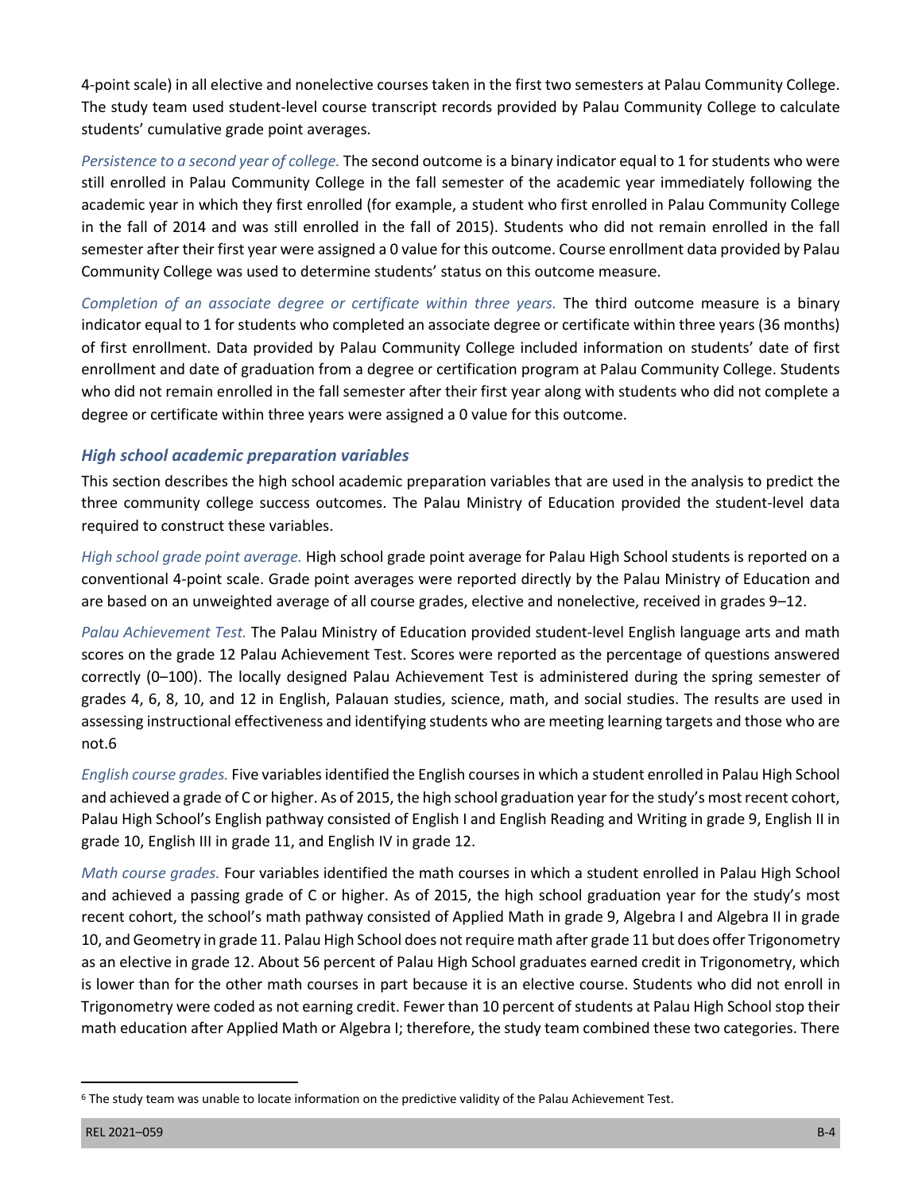4-point scale) in all elective and nonelective courses taken in the first two semesters at Palau Community College. The study team used student-level course transcript records provided by Palau Community College to calculate students' cumulative grade point averages.

*Persistence to a second year of college.* The second outcome is a binary indicator equal to 1 for students who were still enrolled in Palau Community College in the fall semester of the academic year immediately following the academic year in which they first enrolled (for example, a student who first enrolled in Palau Community College in the fall of 2014 and was still enrolled in the fall of 2015). Students who did not remain enrolled in the fall semester after their first year were assigned a 0 value for this outcome. Course enrollment data provided by Palau Community College was used to determine students' status on this outcome measure.

*Completion of an associate degree or certificate within three years.* The third outcome measure is a binary indicator equal to 1 for students who completed an associate degree or certificate within three years (36 months) of first enrollment. Data provided by Palau Community College included information on students' date of first enrollment and date of graduation from a degree or certification program at Palau Community College. Students who did not remain enrolled in the fall semester after their first year along with students who did not complete a degree or certificate within three years were assigned a 0 value for this outcome.

### High school academic preparation variables

This section describes the high school academic preparation variables that are used in the analysis to predict the three community college success outcomes. The Palau Ministry of Education provided the student-level data required to construct these variables.

*High school grade point average.* High school grade point average for Palau High School students is reported on a conventional 4-point scale. Grade point averages were reported directly by the Palau Ministry of Education and are based on an unweighted average of all course grades, elective and nonelective, received in grades 9–12.

*Palau Achievement Test.* The Palau Ministry of Education provided student-level English language arts and math scores on the grade 12 Palau Achievement Test. Scores were reported as the percentage of questions answered correctly (0–100). The locally designed Palau Achievement Test is administered during the spring semester of grades 4, 6, 8, 10, and 12 in English, Palauan studies, science, math, and social studies. The results are used in assessing instructional effectiveness and identifying students who are meeting learning targets and those who are not.[6]

*English course grades.* Five variables identified the English courses in which a student enrolled in Palau High School and achieved a grade of C or higher. As of 2015, the high school graduation year for the study's most recent cohort, Palau High School's English pathway consisted of English I and English Reading and Writing in grade 9, English II in grade 10, English III in grade 11, and English IV in grade 12.

*Math course grades.* Four variables identified the math courses in which a student enrolled in Palau High School and achieved a passing grade of C or higher. As of 2015, the high school graduation year for the study's most recent cohort, the school's math pathway consisted of Applied Math in grade 9, Algebra I and Algebra II in grade 10, and Geometry in grade 11. Palau High School does not require math after grade 11 but does offer Trigonometry as an elective in grade 12. About 56 percent of Palau High School graduates earned credit in Trigonometry, which is lower than for the other math courses in part because it is an elective course. Students who did not enroll in Trigonometry were coded as not earning credit. Fewer than 10 percent of students at Palau High School stop their math education after Applied Math or Algebra I; therefore, the study team combined these two categories. There

[6] The study team was unable to locate information on the predictive validity of the Palau Achievement Test.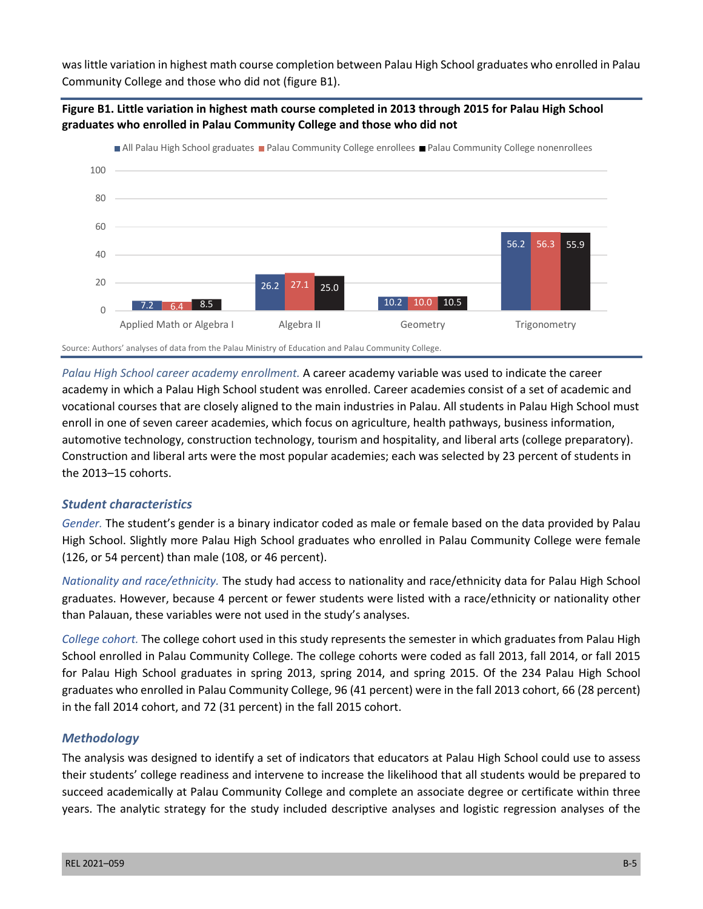was little variation in highest math course completion between Palau High School graduates who enrolled in Palau Community College and those who did not (figure B1).

**Figure B1. Little variation in highest math course completed in 2013 through 2015 for Palau High School graduates who enrolled in Palau Community College and those who did not**

| Highest math course | All Palau High School graduates | Palau Community College enrollees | Palau Community College nonenrollees |
|---|---|---|---|
| Applied Math or Algebra I | 7.2 | 6.4 | 8.5 |
| Algebra II | 26.2 | 27.1 | 25.0 |
| Geometry | 10.2 | 10.0 | 10.5 |
| Trigonometry | 56.2 | 56.3 | 55.9 |

Source: Authors' analyses of data from the Palau Ministry of Education and Palau Community College.

*Palau High School career academy enrollment.* A career academy variable was used to indicate the career academy in which a Palau High School student was enrolled. Career academies consist of a set of academic and vocational courses that are closely aligned to the main industries in Palau. All students in Palau High School must enroll in one of seven career academies, which focus on agriculture, health pathways, business information, automotive technology, construction technology, tourism and hospitality, and liberal arts (college preparatory). Construction and liberal arts were the most popular academies; each was selected by 23 percent of students in the 2013–15 cohorts.

### *Student characteristics*

*Gender.* The student's gender is a binary indicator coded as male or female based on the data provided by Palau High School. Slightly more Palau High School graduates who enrolled in Palau Community College were female (126, or 54 percent) than male (108, or 46 percent).

*Nationality and race/ethnicity.* The study had access to nationality and race/ethnicity data for Palau High School graduates. However, because 4 percent or fewer students were listed with a race/ethnicity or nationality other than Palauan, these variables were not used in the study's analyses.

*College cohort.* The college cohort used in this study represents the semester in which graduates from Palau High School enrolled in Palau Community College. The college cohorts were coded as fall 2013, fall 2014, or fall 2015 for Palau High School graduates in spring 2013, spring 2014, and spring 2015. Of the 234 Palau High School graduates who enrolled in Palau Community College, 96 (41 percent) were in the fall 2013 cohort, 66 (28 percent) in the fall 2014 cohort, and 72 (31 percent) in the fall 2015 cohort.

### *Methodology*

The analysis was designed to identify a set of indicators that educators at Palau High School could use to assess their students' college readiness and intervene to increase the likelihood that all students would be prepared to succeed academically at Palau Community College and complete an associate degree or certificate within three years. The analytic strategy for the study included descriptive analyses and logistic regression analyses of the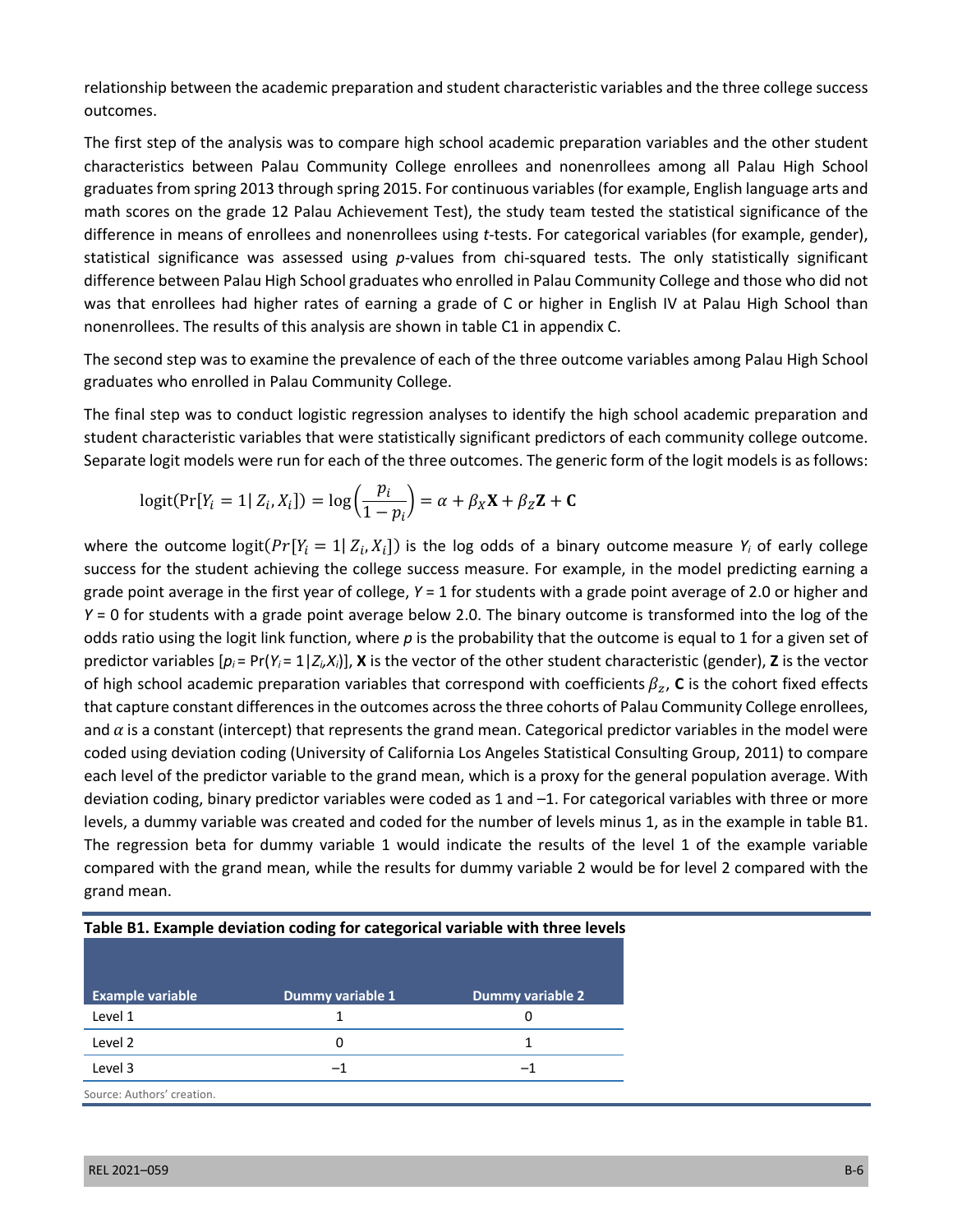relationship between the academic preparation and student characteristic variables and the three college success outcomes.

The first step of the analysis was to compare high school academic preparation variables and the other student characteristics between Palau Community College enrollees and nonenrollees among all Palau High School graduates from spring 2013 through spring 2015. For continuous variables (for example, English language arts and math scores on the grade 12 Palau Achievement Test), the study team tested the statistical significance of the difference in means of enrollees and nonenrollees using *t*-tests. For categorical variables (for example, gender), statistical significance was assessed using *p*-values from chi-squared tests. The only statistically significant difference between Palau High School graduates who enrolled in Palau Community College and those who did not was that enrollees had higher rates of earning a grade of C or higher in English IV at Palau High School than nonenrollees. The results of this analysis are shown in table C1 in appendix C.

The second step was to examine the prevalence of each of the three outcome variables among Palau High School graduates who enrolled in Palau Community College.

The final step was to conduct logistic regression analyses to identify the high school academic preparation and student characteristic variables that were statistically significant predictors of each community college outcome. Separate logit models were run for each of the three outcomes. The generic form of the logit models is as follows:

$$\text{logit}(\Pr[Y_i = 1 | \, Z_i, X_i]) = \log\left(\frac{p_i}{1 - p_i}\right) = \alpha + \beta_X \mathbf{X} + \beta_Z \mathbf{Z} + \mathbf{C}$$

where the outcome $\text{logit}(Pr[Y_i = 1 | \, Z_i, X_i])$ is the log odds of a binary outcome measure $Y_i$ of early college success for the student achieving the college success measure. For example, in the model predicting earning a grade point average in the first year of college, $Y = 1$ for students with a grade point average of 2.0 or higher and $Y = 0$ for students with a grade point average below 2.0. The binary outcome is transformed into the log of the odds ratio using the logit link function, where $p$ is the probability that the outcome is equal to 1 for a given set of predictor variables [$p_i = \Pr(Y_i = 1 | Z_i, X_i)$], **X** is the vector of the other student characteristic (gender), **Z** is the vector of high school academic preparation variables that correspond with coefficients $\beta_z$, **C** is the cohort fixed effects that capture constant differences in the outcomes across the three cohorts of Palau Community College enrollees, and $\alpha$ is a constant (intercept) that represents the grand mean. Categorical predictor variables in the model were coded using deviation coding (University of California Los Angeles Statistical Consulting Group, 2011) to compare each level of the predictor variable to the grand mean, which is a proxy for the general population average. With deviation coding, binary predictor variables were coded as 1 and –1. For categorical variables with three or more levels, a dummy variable was created and coded for the number of levels minus 1, as in the example in table B1. The regression beta for dummy variable 1 would indicate the results of the level 1 of the example variable compared with the grand mean, while the results for dummy variable 2 would be for level 2 compared with the grand mean.

**Table B1. Example deviation coding for categorical variable with three levels**

| Example variable | Dummy variable 1 | Dummy variable 2 |
|---|---|---|
| Level 1 | 1 | 0 |
| Level 2 | 0 | 1 |
| Level 3 | –1 | –1 |

Source: Authors' creation.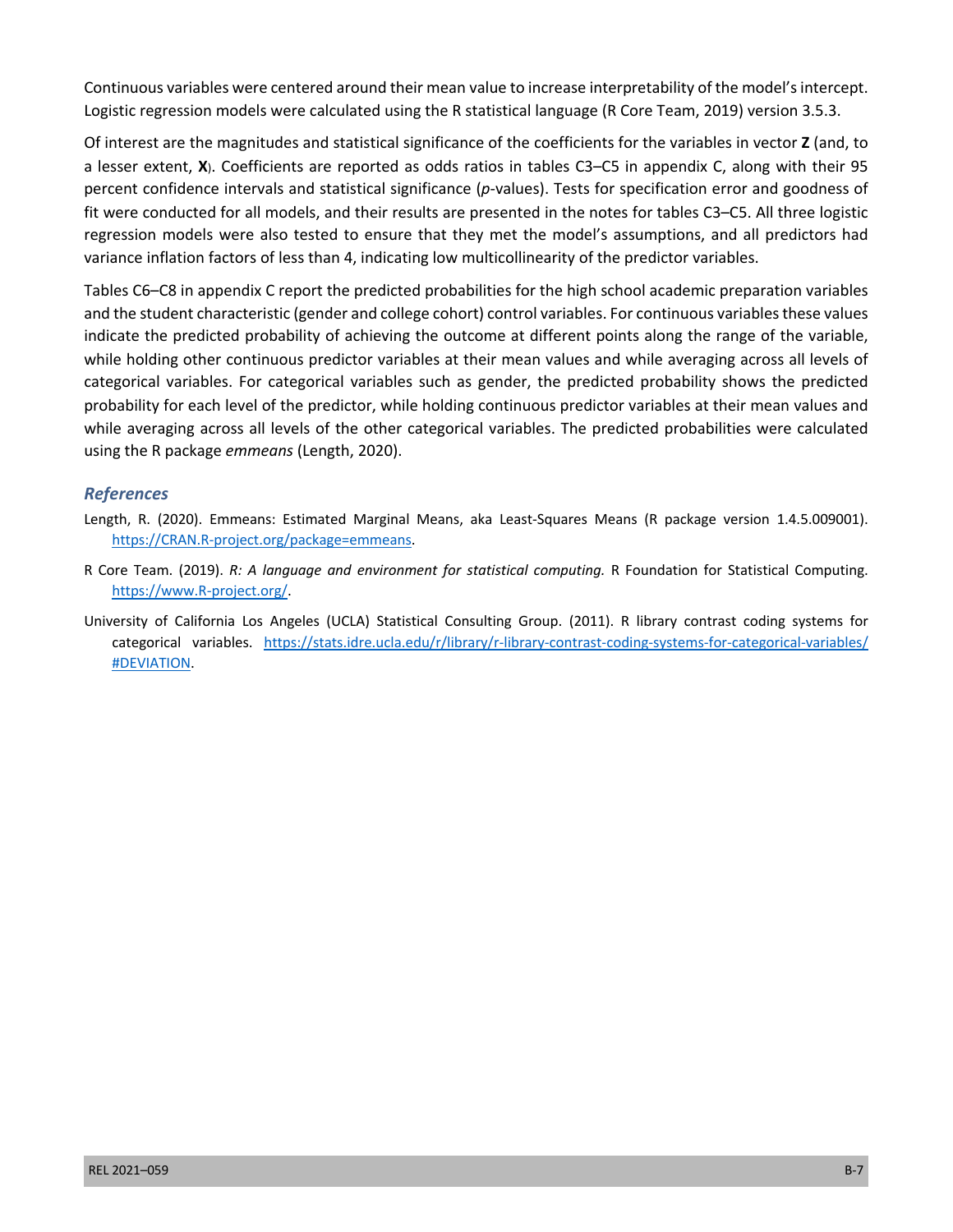Continuous variables were centered around their mean value to increase interpretability of the model's intercept. Logistic regression models were calculated using the R statistical language (R Core Team, 2019) version 3.5.3.

Of interest are the magnitudes and statistical significance of the coefficients for the variables in vector **Z** (and, to a lesser extent, **X**). Coefficients are reported as odds ratios in tables C3–C5 in appendix C, along with their 95 percent confidence intervals and statistical significance (*p*-values). Tests for specification error and goodness of fit were conducted for all models, and their results are presented in the notes for tables C3–C5. All three logistic regression models were also tested to ensure that they met the model's assumptions, and all predictors had variance inflation factors of less than 4, indicating low multicollinearity of the predictor variables.

Tables C6–C8 in appendix C report the predicted probabilities for the high school academic preparation variables and the student characteristic (gender and college cohort) control variables. For continuous variables these values indicate the predicted probability of achieving the outcome at different points along the range of the variable, while holding other continuous predictor variables at their mean values and while averaging across all levels of categorical variables. For categorical variables such as gender, the predicted probability shows the predicted probability for each level of the predictor, while holding continuous predictor variables at their mean values and while averaging across all levels of the other categorical variables. The predicted probabilities were calculated using the R package *emmeans* (Length, 2020).

### *References*

Length, R. (2020). Emmeans: Estimated Marginal Means, aka Least-Squares Means (R package version 1.4.5.009001). https://CRAN.R-project.org/package=emmeans.

R Core Team. (2019). *R: A language and environment for statistical computing.* R Foundation for Statistical Computing. https://www.R-project.org/.

University of California Los Angeles (UCLA) Statistical Consulting Group. (2011). R library contrast coding systems for categorical variables. https://stats.idre.ucla.edu/r/library/r-library-contrast-coding-systems-for-categorical-variables/#DEVIATION.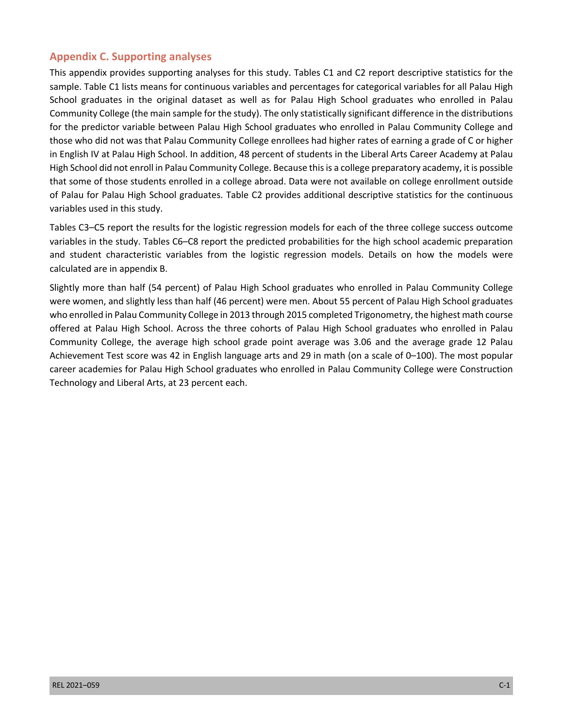## Appendix C. Supporting analyses

This appendix provides supporting analyses for this study. Tables C1 and C2 report descriptive statistics for the sample. Table C1 lists means for continuous variables and percentages for categorical variables for all Palau High School graduates in the original dataset as well as for Palau High School graduates who enrolled in Palau Community College (the main sample for the study). The only statistically significant difference in the distributions for the predictor variable between Palau High School graduates who enrolled in Palau Community College and those who did not was that Palau Community College enrollees had higher rates of earning a grade of C or higher in English IV at Palau High School. In addition, 48 percent of students in the Liberal Arts Career Academy at Palau High School did not enroll in Palau Community College. Because this is a college preparatory academy, it is possible that some of those students enrolled in a college abroad. Data were not available on college enrollment outside of Palau for Palau High School graduates. Table C2 provides additional descriptive statistics for the continuous variables used in this study.

Tables C3–C5 report the results for the logistic regression models for each of the three college success outcome variables in the study. Tables C6–C8 report the predicted probabilities for the high school academic preparation and student characteristic variables from the logistic regression models. Details on how the models were calculated are in appendix B.

Slightly more than half (54 percent) of Palau High School graduates who enrolled in Palau Community College were women, and slightly less than half (46 percent) were men. About 55 percent of Palau High School graduates who enrolled in Palau Community College in 2013 through 2015 completed Trigonometry, the highest math course offered at Palau High School. Across the three cohorts of Palau High School graduates who enrolled in Palau Community College, the average high school grade point average was 3.06 and the average grade 12 Palau Achievement Test score was 42 in English language arts and 29 in math (on a scale of 0–100). The most popular career academies for Palau High School graduates who enrolled in Palau Community College were Construction Technology and Liberal Arts, at 23 percent each.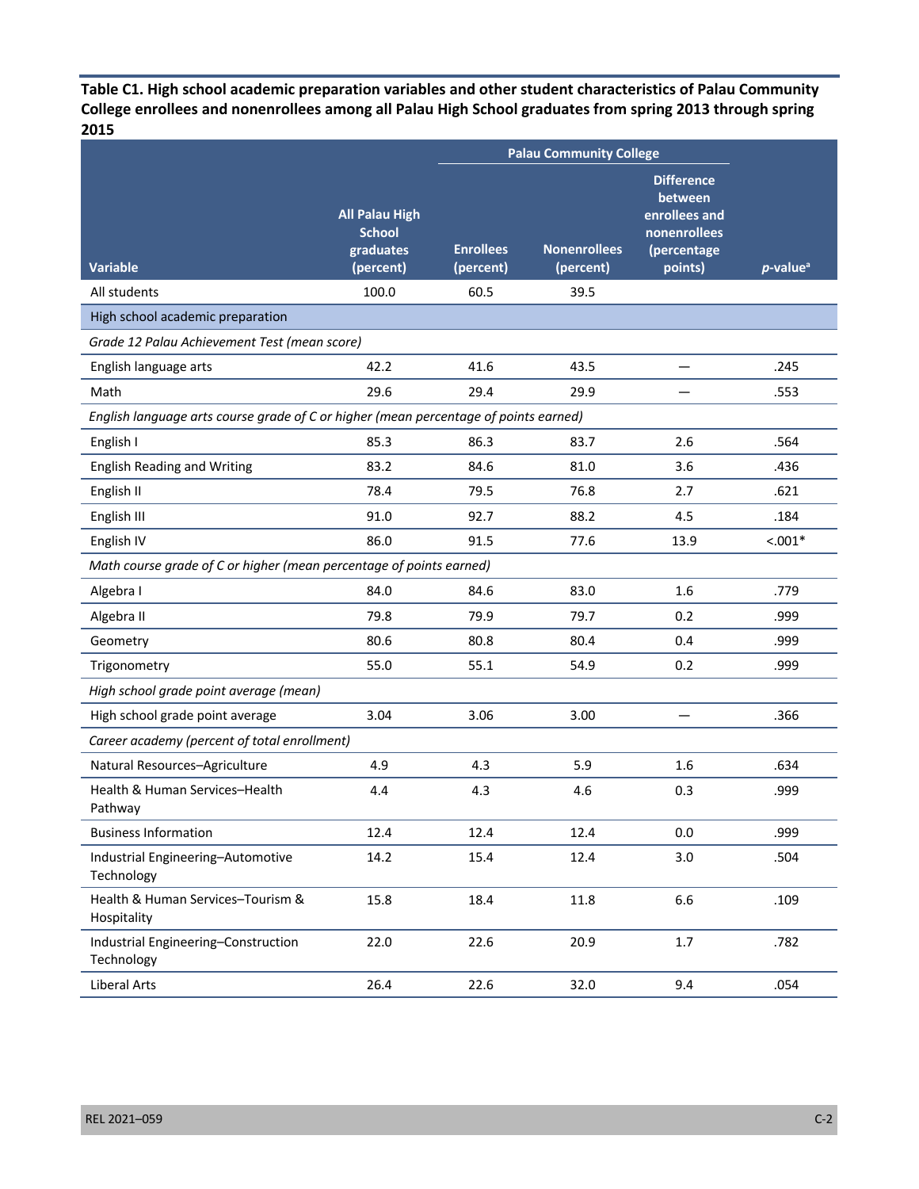**Table C1. High school academic preparation variables and other student characteristics of Palau Community College enrollees and nonenrollees among all Palau High School graduates from spring 2013 through spring 2015**

| Variable | All Palau High School graduates (percent) | Palau Community College | | | p-value[a] |
|---|---|---|---|---|---|
| | | Enrollees (percent) | Nonenrollees (percent) | Difference between enrollees and nonenrollees (percentage points) | |
| All students | 100.0 | 60.5 | 39.5 | | |
| **High school academic preparation** | | | | | |
| *Grade 12 Palau Achievement Test (mean score)* | | | | | |
| English language arts | 42.2 | 41.6 | 43.5 | — | .245 |
| Math | 29.6 | 29.4 | 29.9 | — | .553 |
| *English language arts course grade of C or higher (mean percentage of points earned)* | | | | | |
| English I | 85.3 | 86.3 | 83.7 | 2.6 | .564 |
| English Reading and Writing | 83.2 | 84.6 | 81.0 | 3.6 | .436 |
| English II | 78.4 | 79.5 | 76.8 | 2.7 | .621 |
| English III | 91.0 | 92.7 | 88.2 | 4.5 | .184 |
| English IV | 86.0 | 91.5 | 77.6 | 13.9 | <.001* |
| *Math course grade of C or higher (mean percentage of points earned)* | | | | | |
| Algebra I | 84.0 | 84.6 | 83.0 | 1.6 | .779 |
| Algebra II | 79.8 | 79.9 | 79.7 | 0.2 | .999 |
| Geometry | 80.6 | 80.8 | 80.4 | 0.4 | .999 |
| Trigonometry | 55.0 | 55.1 | 54.9 | 0.2 | .999 |
| *High school grade point average (mean)* | | | | | |
| High school grade point average | 3.04 | 3.06 | 3.00 | — | .366 |
| *Career academy (percent of total enrollment)* | | | | | |
| Natural Resources–Agriculture | 4.9 | 4.3 | 5.9 | 1.6 | .634 |
| Health & Human Services–Health Pathway | 4.4 | 4.3 | 4.6 | 0.3 | .999 |
| Business Information | 12.4 | 12.4 | 12.4 | 0.0 | .999 |
| Industrial Engineering–Automotive Technology | 14.2 | 15.4 | 12.4 | 3.0 | .504 |
| Health & Human Services–Tourism & Hospitality | 15.8 | 18.4 | 11.8 | 6.6 | .109 |
| Industrial Engineering–Construction Technology | 22.0 | 22.6 | 20.9 | 1.7 | .782 |
| Liberal Arts | 26.4 | 22.6 | 32.0 | 9.4 | .054 |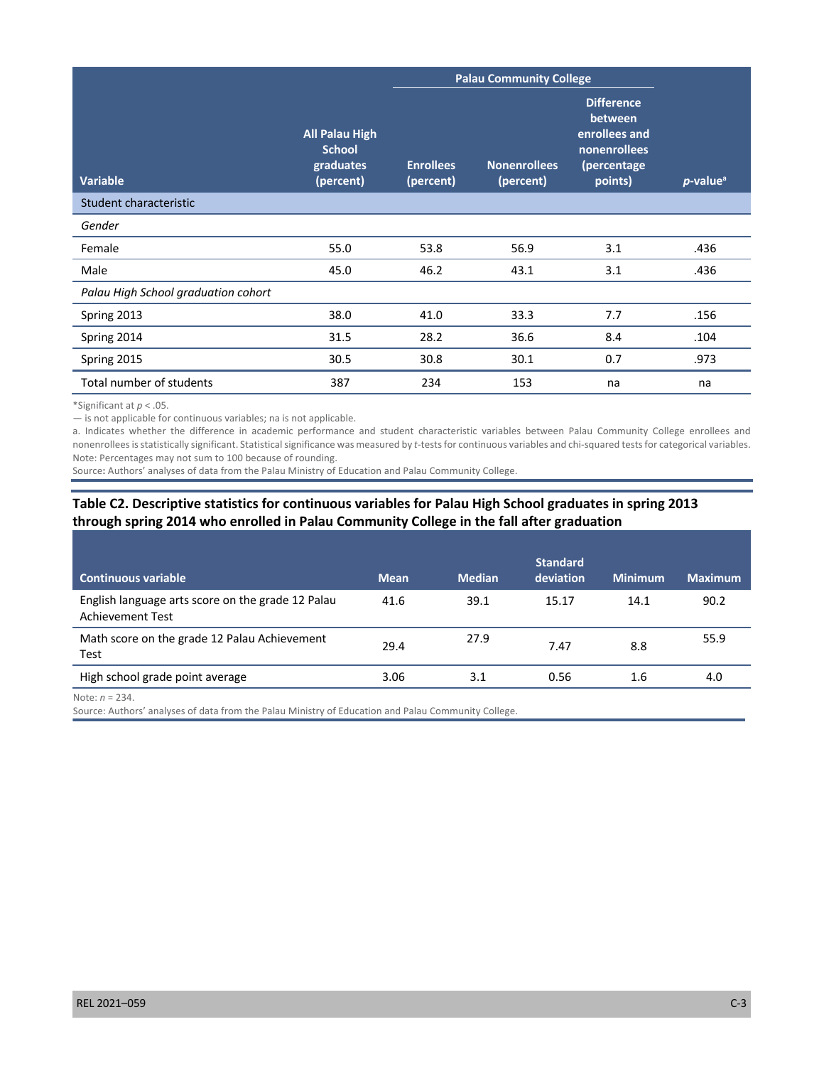| Variable | All Palau High School graduates (percent) | Palau Community College | | | $p$-value[a] |
|---|---|---|---|---|---|
| | | Enrollees (percent) | Nonenrollees (percent) | Difference between enrollees and nonenrollees (percentage points) | |
| **Student characteristic** | | | | | |
| *Gender* | | | | | |
| Female | 55.0 | 53.8 | 56.9 | 3.1 | .436 |
| Male | 45.0 | 46.2 | 43.1 | 3.1 | .436 |
| *Palau High School graduation cohort* | | | | | |
| Spring 2013 | 38.0 | 41.0 | 33.3 | 7.7 | .156 |
| Spring 2014 | 31.5 | 28.2 | 36.6 | 8.4 | .104 |
| Spring 2015 | 30.5 | 30.8 | 30.1 | 0.7 | .973 |
| Total number of students | 387 | 234 | 153 | na | na |

*Significant at $p < .05$.

— is not applicable for continuous variables; na is not applicable.

a. Indicates whether the difference in academic performance and student characteristic variables between Palau Community College enrollees and nonenrollees is statistically significant. Statistical significance was measured by $t$-tests for continuous variables and chi-squared tests for categorical variables.

Note: Percentages may not sum to 100 because of rounding.

Source: Authors' analyses of data from the Palau Ministry of Education and Palau Community College.

**Table C2. Descriptive statistics for continuous variables for Palau High School graduates in spring 2013 through spring 2014 who enrolled in Palau Community College in the fall after graduation**

| Continuous variable | Mean | Median | Standard deviation | Minimum | Maximum |
|---|---|---|---|---|---|
| English language arts score on the grade 12 Palau Achievement Test | 41.6 | 39.1 | 15.17 | 14.1 | 90.2 |
| Math score on the grade 12 Palau Achievement Test | 29.4 | 27.9 | 7.47 | 8.8 | 55.9 |
| High school grade point average | 3.06 | 3.1 | 0.56 | 1.6 | 4.0 |

Note: $n = 234$.

Source: Authors' analyses of data from the Palau Ministry of Education and Palau Community College.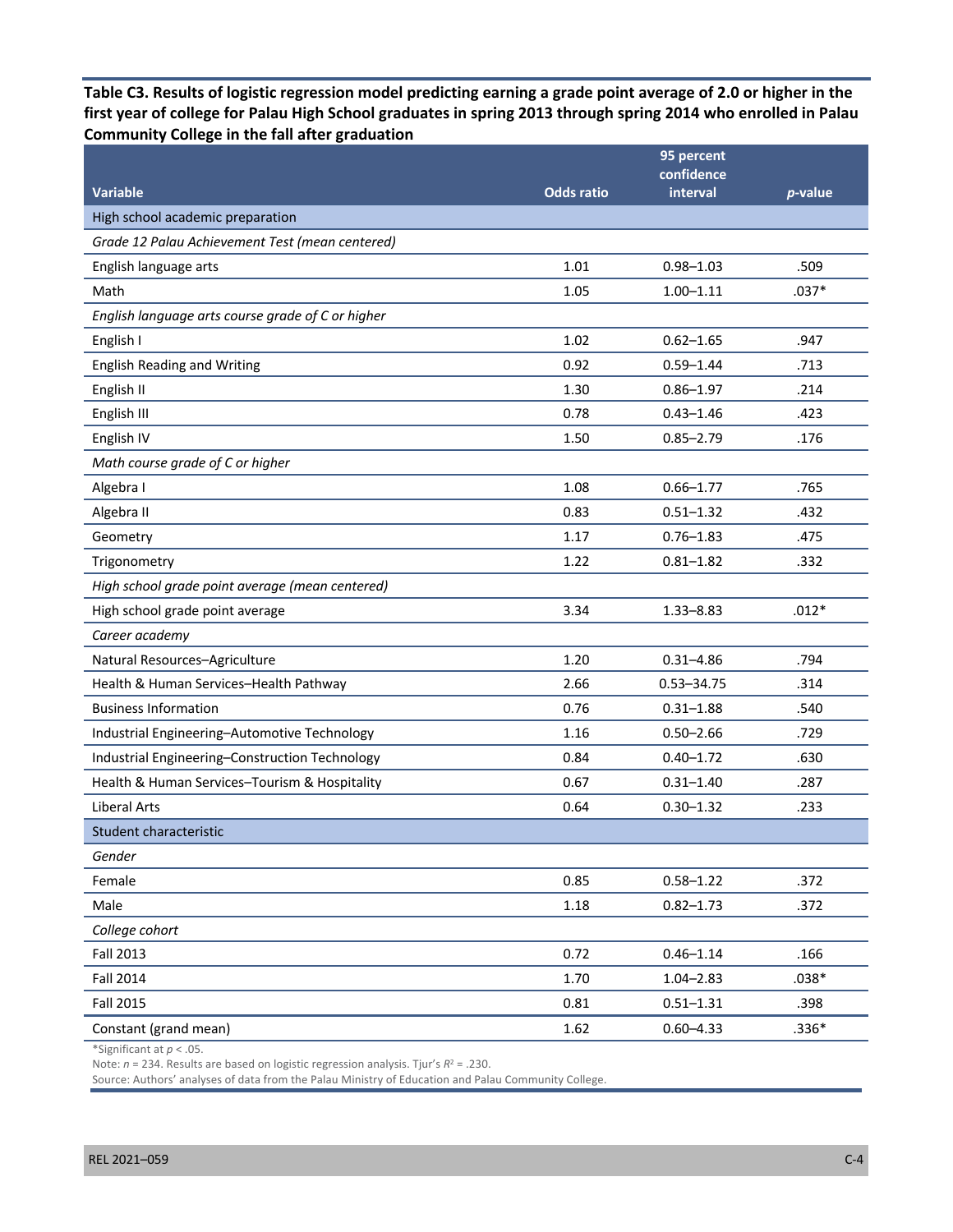**Table C3. Results of logistic regression model predicting earning a grade point average of 2.0 or higher in the first year of college for Palau High School graduates in spring 2013 through spring 2014 who enrolled in Palau Community College in the fall after graduation**

| Variable | Odds ratio | 95 percent confidence interval | *p*-value |
|---|---|---|---|
| High school academic preparation | | | |
| *Grade 12 Palau Achievement Test (mean centered)* | | | |
| English language arts | 1.01 | 0.98–1.03 | .509 |
| Math | 1.05 | 1.00–1.11 | .037* |
| *English language arts course grade of C or higher* | | | |
| English I | 1.02 | 0.62–1.65 | .947 |
| English Reading and Writing | 0.92 | 0.59–1.44 | .713 |
| English II | 1.30 | 0.86–1.97 | .214 |
| English III | 0.78 | 0.43–1.46 | .423 |
| English IV | 1.50 | 0.85–2.79 | .176 |
| *Math course grade of C or higher* | | | |
| Algebra I | 1.08 | 0.66–1.77 | .765 |
| Algebra II | 0.83 | 0.51–1.32 | .432 |
| Geometry | 1.17 | 0.76–1.83 | .475 |
| Trigonometry | 1.22 | 0.81–1.82 | .332 |
| *High school grade point average (mean centered)* | | | |
| High school grade point average | 3.34 | 1.33–8.83 | .012* |
| *Career academy* | | | |
| Natural Resources–Agriculture | 1.20 | 0.31–4.86 | .794 |
| Health & Human Services–Health Pathway | 2.66 | 0.53–34.75 | .314 |
| Business Information | 0.76 | 0.31–1.88 | .540 |
| Industrial Engineering–Automotive Technology | 1.16 | 0.50–2.66 | .729 |
| Industrial Engineering–Construction Technology | 0.84 | 0.40–1.72 | .630 |
| Health & Human Services–Tourism & Hospitality | 0.67 | 0.31–1.40 | .287 |
| Liberal Arts | 0.64 | 0.30–1.32 | .233 |
| Student characteristic | | | |
| *Gender* | | | |
| Female | 0.85 | 0.58–1.22 | .372 |
| Male | 1.18 | 0.82–1.73 | .372 |
| *College cohort* | | | |
| Fall 2013 | 0.72 | 0.46–1.14 | .166 |
| Fall 2014 | 1.70 | 1.04–2.83 | .038* |
| Fall 2015 | 0.81 | 0.51–1.31 | .398 |
| Constant (grand mean) | 1.62 | 0.60–4.33 | .336* |

*Significant at $p < .05$.

Note: $n = 234$. Results are based on logistic regression analysis. Tjur's $R^2 = .230$.

Source: Authors' analyses of data from the Palau Ministry of Education and Palau Community College.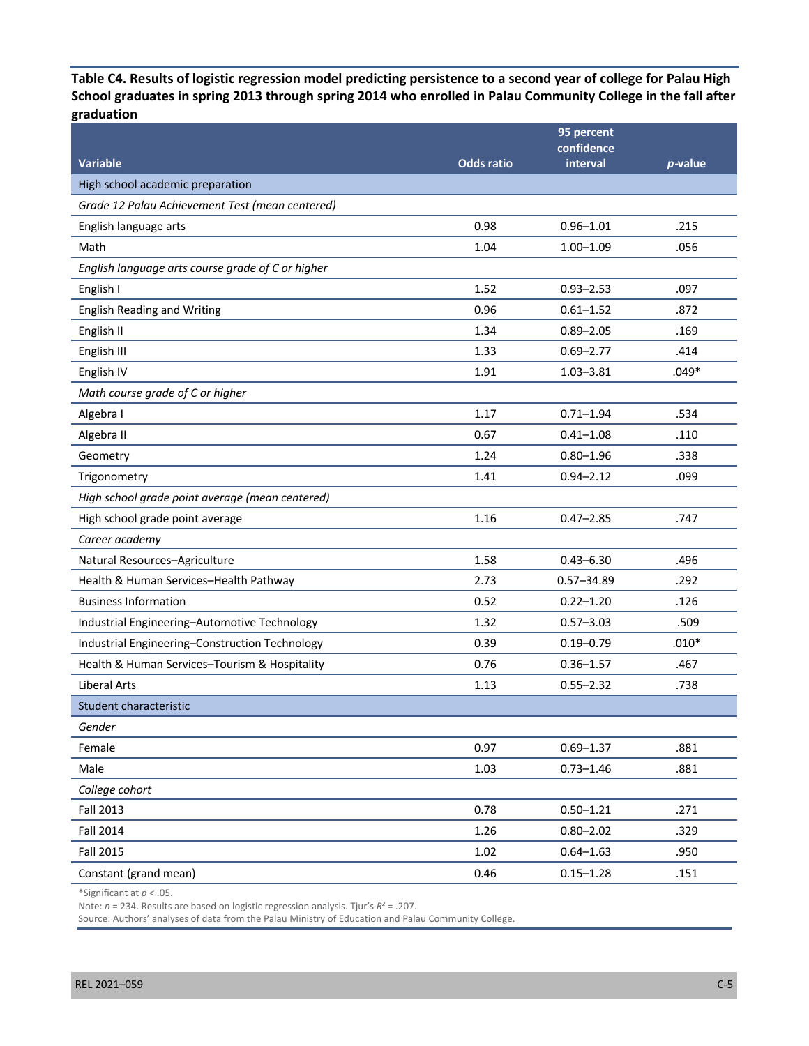**Table C4. Results of logistic regression model predicting persistence to a second year of college for Palau High School graduates in spring 2013 through spring 2014 who enrolled in Palau Community College in the fall after graduation**

| Variable | Odds ratio | 95 percent confidence interval | *p*-value |
|---|---|---|---|
| **High school academic preparation** | | | |
| *Grade 12 Palau Achievement Test (mean centered)* | | | |
| English language arts | 0.98 | 0.96–1.01 | .215 |
| Math | 1.04 | 1.00–1.09 | .056 |
| *English language arts course grade of C or higher* | | | |
| English I | 1.52 | 0.93–2.53 | .097 |
| English Reading and Writing | 0.96 | 0.61–1.52 | .872 |
| English II | 1.34 | 0.89–2.05 | .169 |
| English III | 1.33 | 0.69–2.77 | .414 |
| English IV | 1.91 | 1.03–3.81 | .049* |
| *Math course grade of C or higher* | | | |
| Algebra I | 1.17 | 0.71–1.94 | .534 |
| Algebra II | 0.67 | 0.41–1.08 | .110 |
| Geometry | 1.24 | 0.80–1.96 | .338 |
| Trigonometry | 1.41 | 0.94–2.12 | .099 |
| *High school grade point average (mean centered)* | | | |
| High school grade point average | 1.16 | 0.47–2.85 | .747 |
| *Career academy* | | | |
| Natural Resources–Agriculture | 1.58 | 0.43–6.30 | .496 |
| Health & Human Services–Health Pathway | 2.73 | 0.57–34.89 | .292 |
| Business Information | 0.52 | 0.22–1.20 | .126 |
| Industrial Engineering–Automotive Technology | 1.32 | 0.57–3.03 | .509 |
| Industrial Engineering–Construction Technology | 0.39 | 0.19–0.79 | .010* |
| Health & Human Services–Tourism & Hospitality | 0.76 | 0.36–1.57 | .467 |
| Liberal Arts | 1.13 | 0.55–2.32 | .738 |
| **Student characteristic** | | | |
| *Gender* | | | |
| Female | 0.97 | 0.69–1.37 | .881 |
| Male | 1.03 | 0.73–1.46 | .881 |
| *College cohort* | | | |
| Fall 2013 | 0.78 | 0.50–1.21 | .271 |
| Fall 2014 | 1.26 | 0.80–2.02 | .329 |
| Fall 2015 | 1.02 | 0.64–1.63 | .950 |
| Constant (grand mean) | 0.46 | 0.15–1.28 | .151 |

*Significant at $p < .05$.

Note: $n = 234$. Results are based on logistic regression analysis. Tjur's $R^2 = .207$.

Source: Authors' analyses of data from the Palau Ministry of Education and Palau Community College.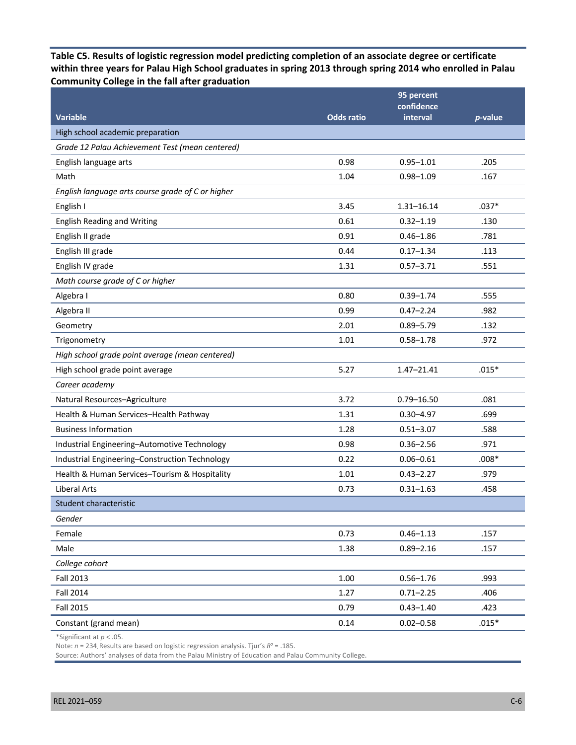**Table C5. Results of logistic regression model predicting completion of an associate degree or certificate within three years for Palau High School graduates in spring 2013 through spring 2014 who enrolled in Palau Community College in the fall after graduation**

| Variable | Odds ratio | 95 percent confidence interval | *p*-value |
|---|---|---|---|
| High school academic preparation | | | |
| *Grade 12 Palau Achievement Test (mean centered)* | | | |
| English language arts | 0.98 | 0.95–1.01 | .205 |
| Math | 1.04 | 0.98–1.09 | .167 |
| *English language arts course grade of C or higher* | | | |
| English I | 3.45 | 1.31–16.14 | .037* |
| English Reading and Writing | 0.61 | 0.32–1.19 | .130 |
| English II grade | 0.91 | 0.46–1.86 | .781 |
| English III grade | 0.44 | 0.17–1.34 | .113 |
| English IV grade | 1.31 | 0.57–3.71 | .551 |
| *Math course grade of C or higher* | | | |
| Algebra I | 0.80 | 0.39–1.74 | .555 |
| Algebra II | 0.99 | 0.47–2.24 | .982 |
| Geometry | 2.01 | 0.89–5.79 | .132 |
| Trigonometry | 1.01 | 0.58–1.78 | .972 |
| *High school grade point average (mean centered)* | | | |
| High school grade point average | 5.27 | 1.47–21.41 | .015* |
| *Career academy* | | | |
| Natural Resources–Agriculture | 3.72 | 0.79–16.50 | .081 |
| Health & Human Services–Health Pathway | 1.31 | 0.30–4.97 | .699 |
| Business Information | 1.28 | 0.51–3.07 | .588 |
| Industrial Engineering–Automotive Technology | 0.98 | 0.36–2.56 | .971 |
| Industrial Engineering–Construction Technology | 0.22 | 0.06–0.61 | .008* |
| Health & Human Services–Tourism & Hospitality | 1.01 | 0.43–2.27 | .979 |
| Liberal Arts | 0.73 | 0.31–1.63 | .458 |
| Student characteristic | | | |
| *Gender* | | | |
| Female | 0.73 | 0.46–1.13 | .157 |
| Male | 1.38 | 0.89–2.16 | .157 |
| *College cohort* | | | |
| Fall 2013 | 1.00 | 0.56–1.76 | .993 |
| Fall 2014 | 1.27 | 0.71–2.25 | .406 |
| Fall 2015 | 0.79 | 0.43–1.40 | .423 |
| Constant (grand mean) | 0.14 | 0.02–0.58 | .015* |

*Significant at $p < .05$.

Note: $n = 234$. Results are based on logistic regression analysis. Tjur's $R^2 = .185$.

Source: Authors' analyses of data from the Palau Ministry of Education and Palau Community College.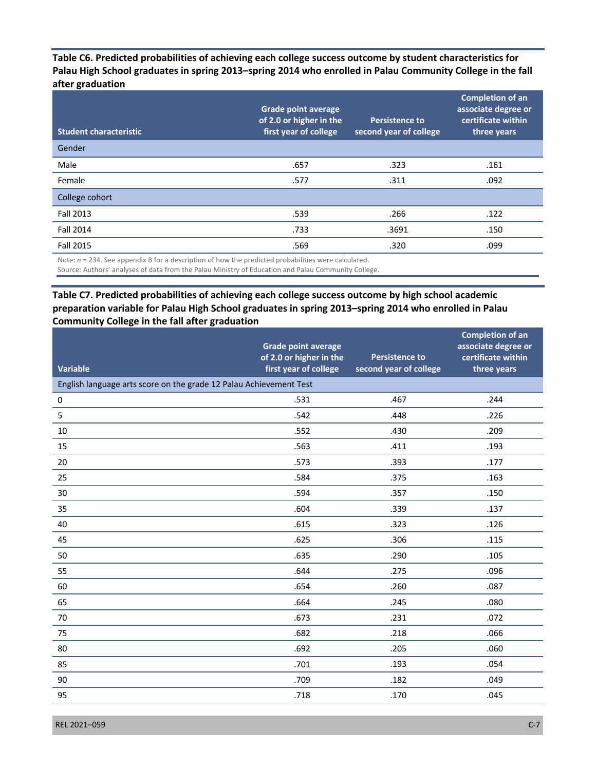**Table C6. Predicted probabilities of achieving each college success outcome by student characteristics for Palau High School graduates in spring 2013–spring 2014 who enrolled in Palau Community College in the fall after graduation**

| Student characteristic | Grade point average of 2.0 or higher in the first year of college | Persistence to second year of college | Completion of an associate degree or certificate within three years |
|---|---|---|---|
| Gender | | | |
| Male | .657 | .323 | .161 |
| Female | .577 | .311 | .092 |
| College cohort | | | |
| Fall 2013 | .539 | .266 | .122 |
| Fall 2014 | .733 | .3691 | .150 |
| Fall 2015 | .569 | .320 | .099 |

Note: *n* = 234. See appendix B for a description of how the predicted probabilities were calculated.
Source: Authors' analyses of data from the Palau Ministry of Education and Palau Community College.

**Table C7. Predicted probabilities of achieving each college success outcome by high school academic preparation variable for Palau High School graduates in spring 2013–spring 2014 who enrolled in Palau Community College in the fall after graduation**

| Variable | Grade point average of 2.0 or higher in the first year of college | Persistence to second year of college | Completion of an associate degree or certificate within three years |
|---|---|---|---|
| English language arts score on the grade 12 Palau Achievement Test | | | |
| 0 | .531 | .467 | .244 |
| 5 | .542 | .448 | .226 |
| 10 | .552 | .430 | .209 |
| 15 | .563 | .411 | .193 |
| 20 | .573 | .393 | .177 |
| 25 | .584 | .375 | .163 |
| 30 | .594 | .357 | .150 |
| 35 | .604 | .339 | .137 |
| 40 | .615 | .323 | .126 |
| 45 | .625 | .306 | .115 |
| 50 | .635 | .290 | .105 |
| 55 | .644 | .275 | .096 |
| 60 | .654 | .260 | .087 |
| 65 | .664 | .245 | .080 |
| 70 | .673 | .231 | .072 |
| 75 | .682 | .218 | .066 |
| 80 | .692 | .205 | .060 |
| 85 | .701 | .193 | .054 |
| 90 | .709 | .182 | .049 |
| 95 | .718 | .170 | .045 |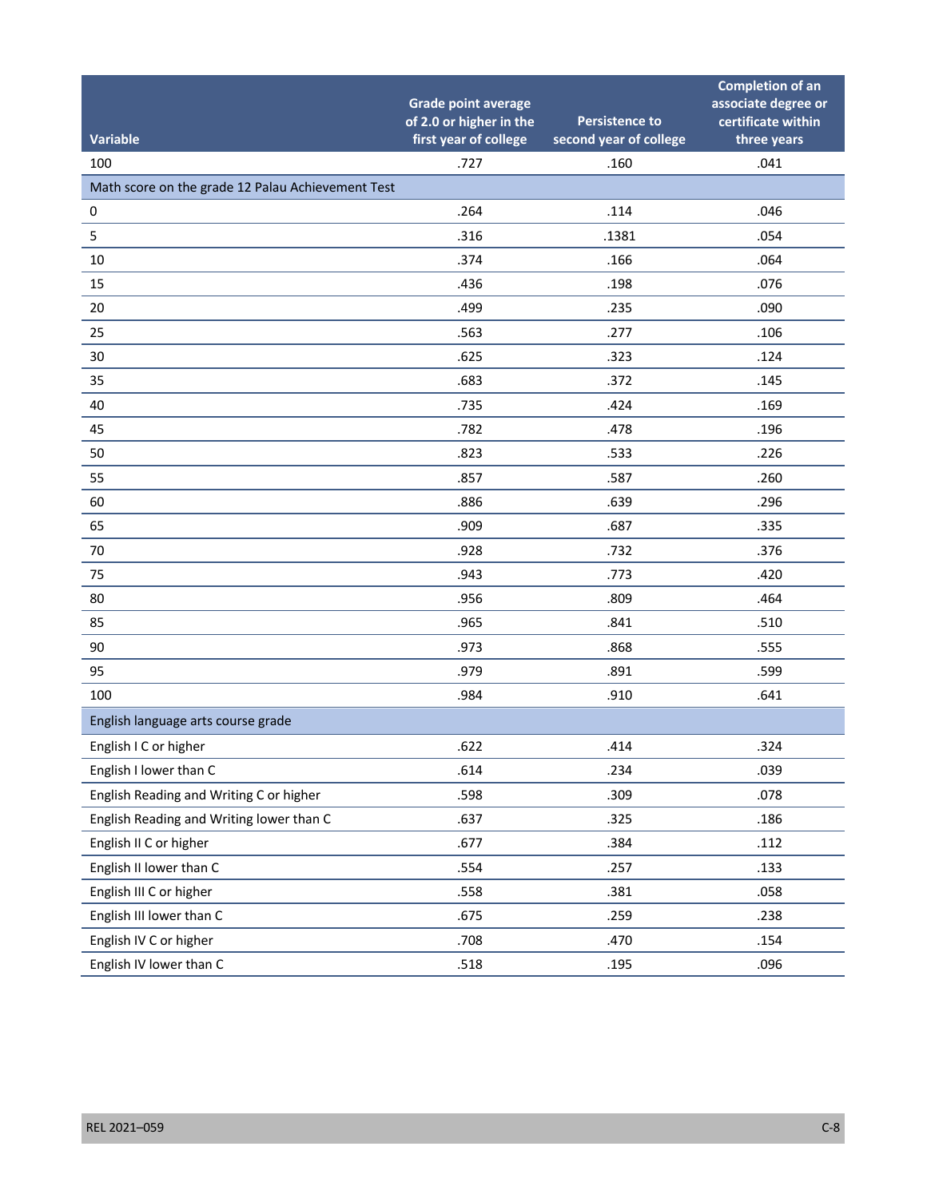| Variable | Grade point average of 2.0 or higher in the first year of college | Persistence to second year of college | Completion of an associate degree or certificate within three years |
|---|---|---|---|
| 100 | .727 | .160 | .041 |
| Math score on the grade 12 Palau Achievement Test | | | |
| 0 | .264 | .114 | .046 |
| 5 | .316 | .1381 | .054 |
| 10 | .374 | .166 | .064 |
| 15 | .436 | .198 | .076 |
| 20 | .499 | .235 | .090 |
| 25 | .563 | .277 | .106 |
| 30 | .625 | .323 | .124 |
| 35 | .683 | .372 | .145 |
| 40 | .735 | .424 | .169 |
| 45 | .782 | .478 | .196 |
| 50 | .823 | .533 | .226 |
| 55 | .857 | .587 | .260 |
| 60 | .886 | .639 | .296 |
| 65 | .909 | .687 | .335 |
| 70 | .928 | .732 | .376 |
| 75 | .943 | .773 | .420 |
| 80 | .956 | .809 | .464 |
| 85 | .965 | .841 | .510 |
| 90 | .973 | .868 | .555 |
| 95 | .979 | .891 | .599 |
| 100 | .984 | .910 | .641 |
| English language arts course grade | | | |
| English I C or higher | .622 | .414 | .324 |
| English I lower than C | .614 | .234 | .039 |
| English Reading and Writing C or higher | .598 | .309 | .078 |
| English Reading and Writing lower than C | .637 | .325 | .186 |
| English II C or higher | .677 | .384 | .112 |
| English II lower than C | .554 | .257 | .133 |
| English III C or higher | .558 | .381 | .058 |
| English III lower than C | .675 | .259 | .238 |
| English IV C or higher | .708 | .470 | .154 |
| English IV lower than C | .518 | .195 | .096 |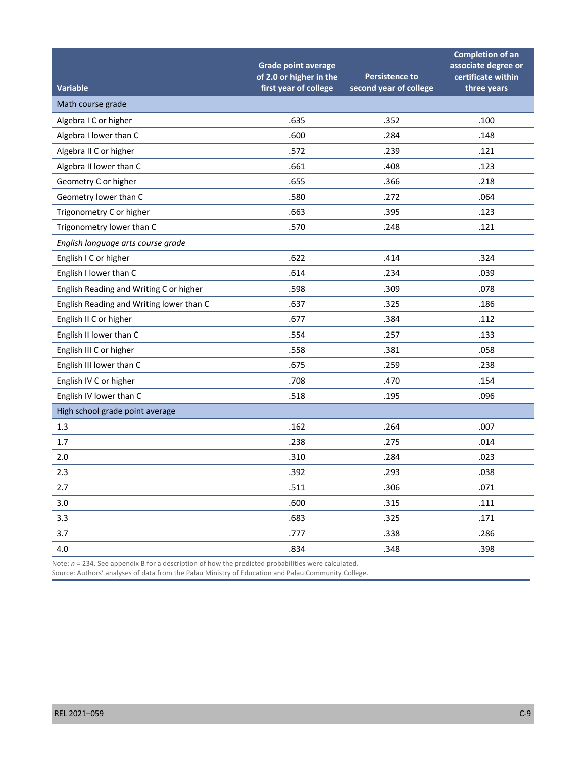| Variable | Grade point average of 2.0 or higher in the first year of college | Persistence to second year of college | Completion of an associate degree or certificate within three years |
|---|---|---|---|
| Math course grade | | | |
| Algebra I C or higher | .635 | .352 | .100 |
| Algebra I lower than C | .600 | .284 | .148 |
| Algebra II C or higher | .572 | .239 | .121 |
| Algebra II lower than C | .661 | .408 | .123 |
| Geometry C or higher | .655 | .366 | .218 |
| Geometry lower than C | .580 | .272 | .064 |
| Trigonometry C or higher | .663 | .395 | .123 |
| Trigonometry lower than C | .570 | .248 | .121 |
| *English language arts course grade* | | | |
| English I C or higher | .622 | .414 | .324 |
| English I lower than C | .614 | .234 | .039 |
| English Reading and Writing C or higher | .598 | .309 | .078 |
| English Reading and Writing lower than C | .637 | .325 | .186 |
| English II C or higher | .677 | .384 | .112 |
| English II lower than C | .554 | .257 | .133 |
| English III C or higher | .558 | .381 | .058 |
| English III lower than C | .675 | .259 | .238 |
| English IV C or higher | .708 | .470 | .154 |
| English IV lower than C | .518 | .195 | .096 |
| High school grade point average | | | |
| 1.3 | .162 | .264 | .007 |
| 1.7 | .238 | .275 | .014 |
| 2.0 | .310 | .284 | .023 |
| 2.3 | .392 | .293 | .038 |
| 2.7 | .511 | .306 | .071 |
| 3.0 | .600 | .315 | .111 |
| 3.3 | .683 | .325 | .171 |
| 3.7 | .777 | .338 | .286 |
| 4.0 | .834 | .348 | .398 |

Note: $n$ = 234. See appendix B for a description of how the predicted probabilities were calculated.
Source: Authors' analyses of data from the Palau Ministry of Education and Palau Community College.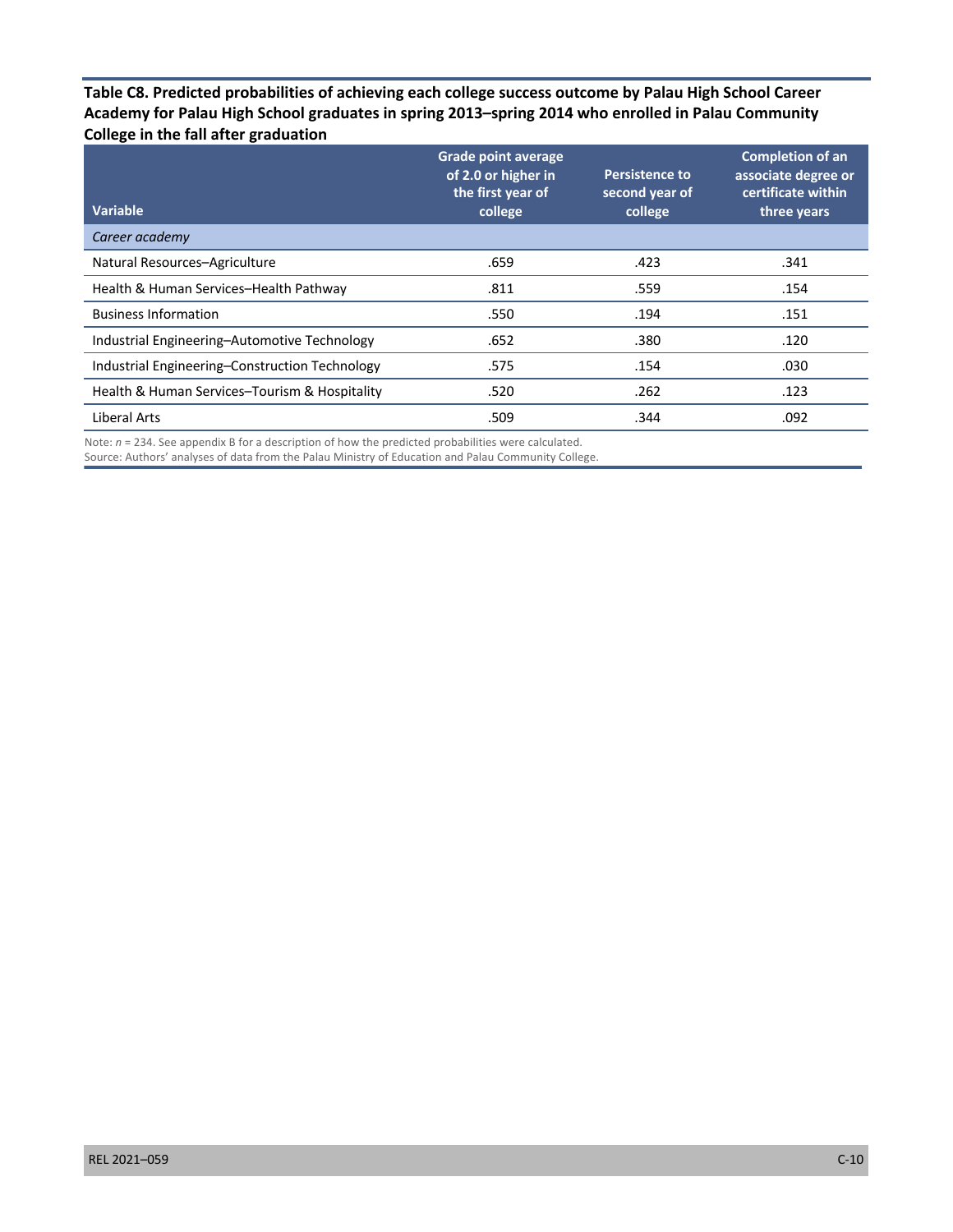**Table C8. Predicted probabilities of achieving each college success outcome by Palau High School Career Academy for Palau High School graduates in spring 2013–spring 2014 who enrolled in Palau Community College in the fall after graduation**

| Variable | Grade point average of 2.0 or higher in the first year of college | Persistence to second year of college | Completion of an associate degree or certificate within three years |
|---|---|---|---|
| *Career academy* | | | |
| Natural Resources–Agriculture | .659 | .423 | .341 |
| Health & Human Services–Health Pathway | .811 | .559 | .154 |
| Business Information | .550 | .194 | .151 |
| Industrial Engineering–Automotive Technology | .652 | .380 | .120 |
| Industrial Engineering–Construction Technology | .575 | .154 | .030 |
| Health & Human Services–Tourism & Hospitality | .520 | .262 | .123 |
| Liberal Arts | .509 | .344 | .092 |

Note: *n* = 234. See appendix B for a description of how the predicted probabilities were calculated.

Source: Authors' analyses of data from the Palau Ministry of Education and Palau Community College.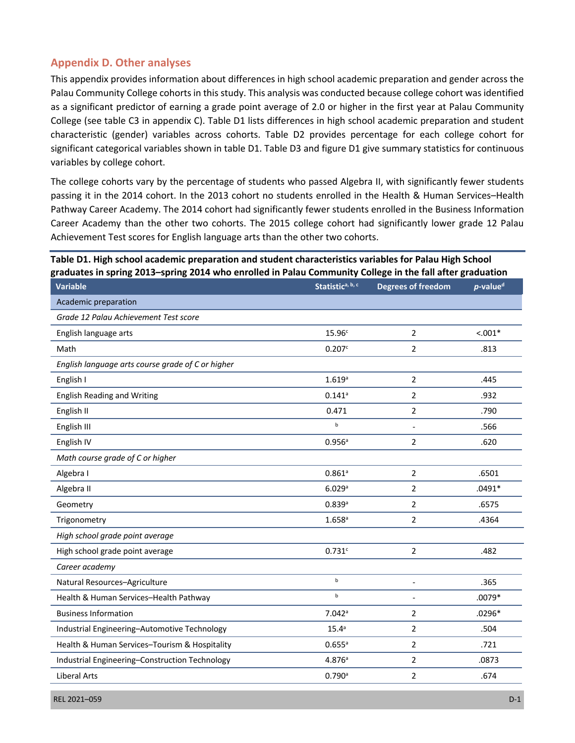## Appendix D. Other analyses

This appendix provides information about differences in high school academic preparation and gender across the Palau Community College cohorts in this study. This analysis was conducted because college cohort was identified as a significant predictor of earning a grade point average of 2.0 or higher in the first year at Palau Community College (see table C3 in appendix C). Table D1 lists differences in high school academic preparation and student characteristic (gender) variables across cohorts. Table D2 provides percentage for each college cohort for significant categorical variables shown in table D1. Table D3 and figure D1 give summary statistics for continuous variables by college cohort.

The college cohorts vary by the percentage of students who passed Algebra II, with significantly fewer students passing it in the 2014 cohort. In the 2013 cohort no students enrolled in the Health & Human Services–Health Pathway Career Academy. The 2014 cohort had significantly fewer students enrolled in the Business Information Career Academy than the other two cohorts. The 2015 college cohort had significantly lower grade 12 Palau Achievement Test scores for English language arts than the other two cohorts.

**Table D1. High school academic preparation and student characteristics variables for Palau High School graduates in spring 2013–spring 2014 who enrolled in Palau Community College in the fall after graduation**

| Variable | Statistic[a, b, c] | Degrees of freedom | *p*-value[d] |
|---|---|---|---|
| Academic preparation | | | |
| *Grade 12 Palau Achievement Test score* | | | |
| English language arts | 15.96[c] | 2 | <.001* |
| Math | 0.207[c] | 2 | .813 |
| *English language arts course grade of C or higher* | | | |
| English I | 1.619[a] | 2 | .445 |
| English Reading and Writing | 0.141[a] | 2 | .932 |
| English II | 0.471 | 2 | .790 |
| English III | [b] | - | .566 |
| English IV | 0.956[a] | 2 | .620 |
| *Math course grade of C or higher* | | | |
| Algebra I | 0.861[a] | 2 | .6501 |
| Algebra II | 6.029[a] | 2 | .0491* |
| Geometry | 0.839[a] | 2 | .6575 |
| Trigonometry | 1.658[a] | 2 | .4364 |
| *High school grade point average* | | | |
| High school grade point average | 0.731[c] | 2 | .482 |
| *Career academy* | | | |
| Natural Resources–Agriculture | [b] | - | .365 |
| Health & Human Services–Health Pathway | [b] | - | .0079* |
| Business Information | 7.042[a] | 2 | .0296* |
| Industrial Engineering–Automotive Technology | 15.4[a] | 2 | .504 |
| Health & Human Services–Tourism & Hospitality | 0.655[a] | 2 | .721 |
| Industrial Engineering–Construction Technology | 4.876[a] | 2 | .0873 |
| Liberal Arts | 0.790[a] | 2 | .674 |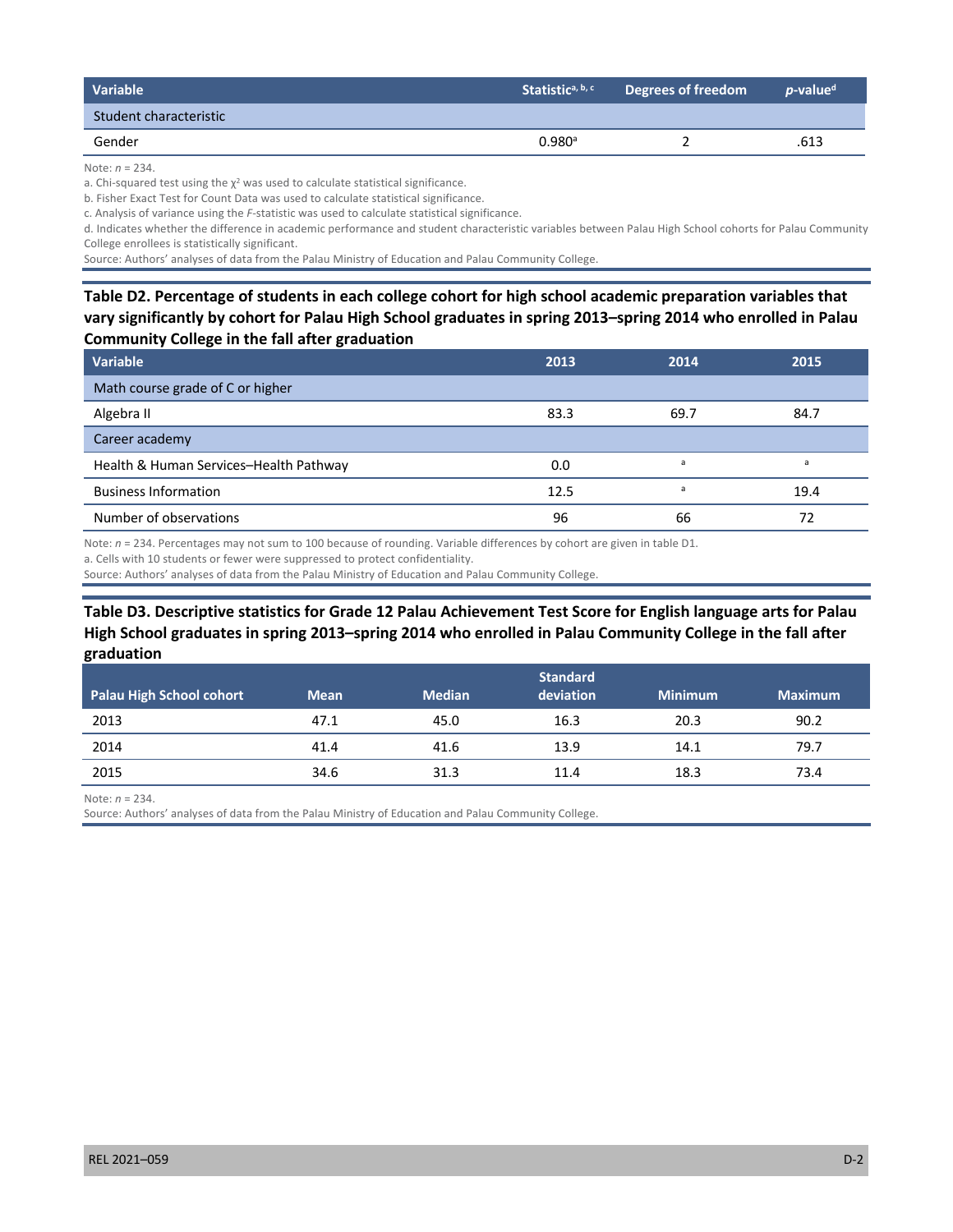| Variable | Statistic[a, b, c] | Degrees of freedom | *p*-value[d] |
|---|---|---|---|
| Student characteristic | | | |
| Gender | 0.980[a] | 2 | .613 |

Note: *n* = 234.

a. Chi-squared test using the $\chi^2$ was used to calculate statistical significance.

b. Fisher Exact Test for Count Data was used to calculate statistical significance.

c. Analysis of variance using the *F*-statistic was used to calculate statistical significance.

d. Indicates whether the difference in academic performance and student characteristic variables between Palau High School cohorts for Palau Community College enrollees is statistically significant.

Source: Authors' analyses of data from the Palau Ministry of Education and Palau Community College.

**Table D2. Percentage of students in each college cohort for high school academic preparation variables that vary significantly by cohort for Palau High School graduates in spring 2013–spring 2014 who enrolled in Palau Community College in the fall after graduation**

| Variable | 2013 | 2014 | 2015 |
|---|---|---|---|
| Math course grade of C or higher | | | |
| Algebra II | 83.3 | 69.7 | 84.7 |
| Career academy | | | |
| Health & Human Services–Health Pathway | 0.0 | a | a |
| Business Information | 12.5 | a | 19.4 |
| Number of observations | 96 | 66 | 72 |

Note: *n* = 234. Percentages may not sum to 100 because of rounding. Variable differences by cohort are given in table D1.

a. Cells with 10 students or fewer were suppressed to protect confidentiality.

Source: Authors' analyses of data from the Palau Ministry of Education and Palau Community College.

**Table D3. Descriptive statistics for Grade 12 Palau Achievement Test Score for English language arts for Palau High School graduates in spring 2013–spring 2014 who enrolled in Palau Community College in the fall after graduation**

| Palau High School cohort | Mean | Median | Standard deviation | Minimum | Maximum |
|---|---|---|---|---|---|
| 2013 | 47.1 | 45.0 | 16.3 | 20.3 | 90.2 |
| 2014 | 41.4 | 41.6 | 13.9 | 14.1 | 79.7 |
| 2015 | 34.6 | 31.3 | 11.4 | 18.3 | 73.4 |

Note: *n* = 234.

Source: Authors' analyses of data from the Palau Ministry of Education and Palau Community College.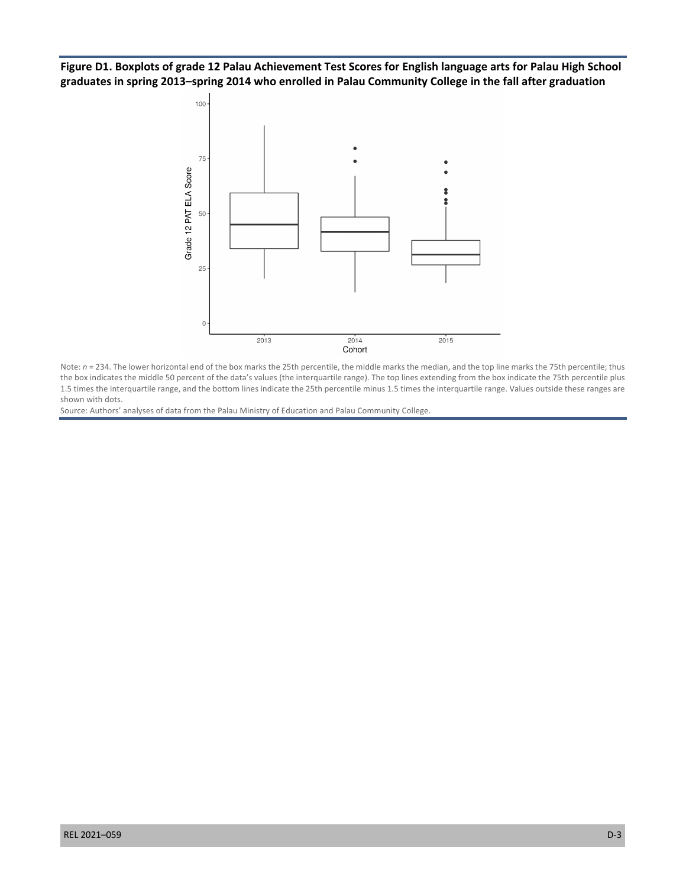**Figure D1. Boxplots of grade 12 Palau Achievement Test Scores for English language arts for Palau High School graduates in spring 2013–spring 2014 who enrolled in Palau Community College in the fall after graduation**

100
75
50
25
0
Grade 12 PAT ELA Score
2013
2014
2015
Cohort

Note: *n* = 234. The lower horizontal end of the box marks the 25th percentile, the middle marks the median, and the top line marks the 75th percentile; thus the box indicates the middle 50 percent of the data's values (the interquartile range). The top lines extending from the box indicate the 75th percentile plus 1.5 times the interquartile range, and the bottom lines indicate the 25th percentile minus 1.5 times the interquartile range. Values outside these ranges are shown with dots.

Source: Authors' analyses of data from the Palau Ministry of Education and Palau Community College.